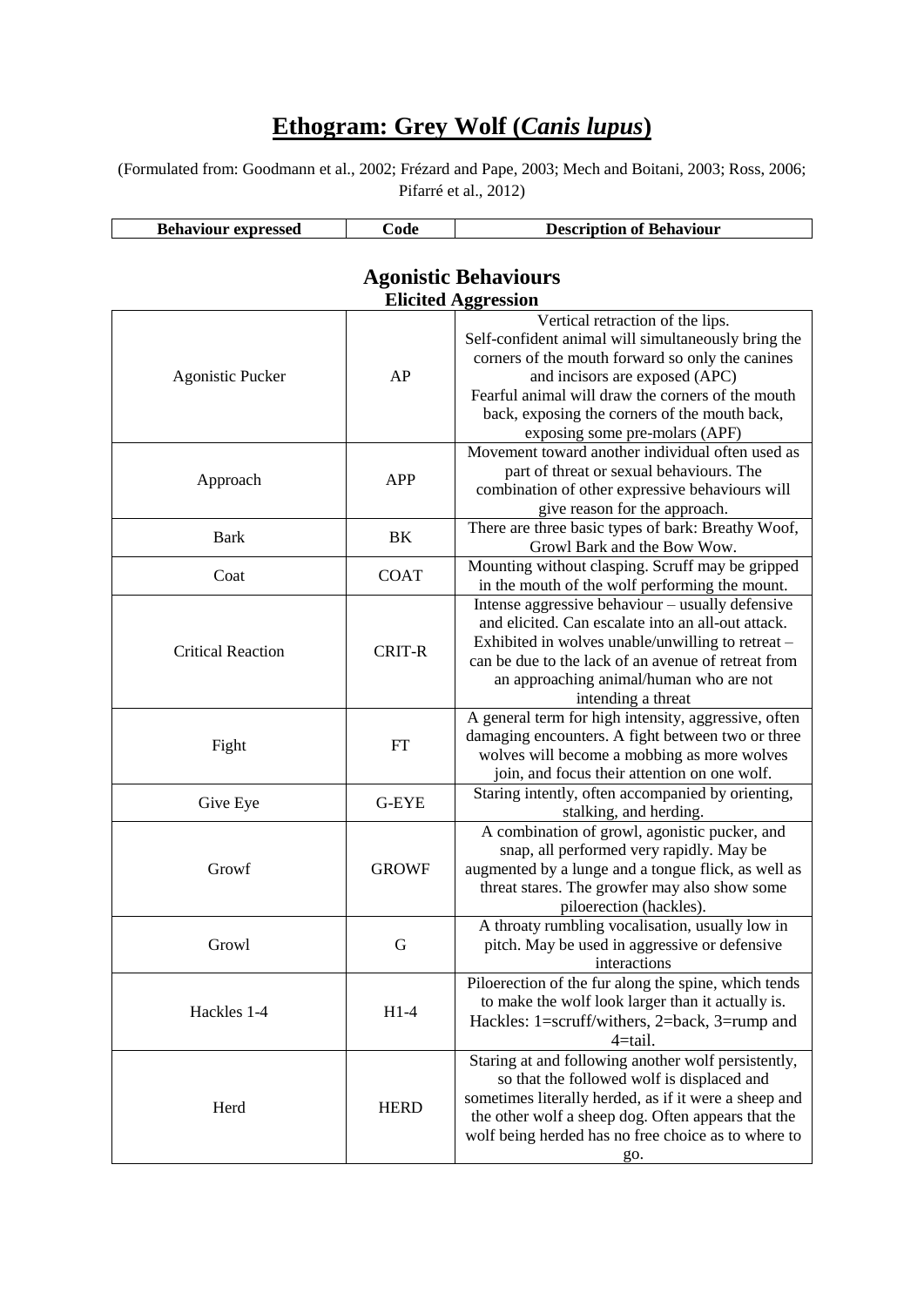# **Ethogram: Grey Wolf (*Canis lupus*)**

(Formulated from: Goodmann et al., 2002; Frézard and Pape, 2003; Mech and Boitani, 2003; Ross, 2006; Pifarré et al., 2012)

## Agonistic Behaviours

### Elicited Aggression

| Behaviour expressed | Code | Description of Behaviour |
| --- | --- | --- |
| Agonistic Pucker | AP | Vertical retraction of the lips. Self-confident animal will simultaneously bring the corners of the mouth forward so only the canines and incisors are exposed (APC) Fearful animal will draw the corners of the mouth back, exposing the corners of the mouth back, exposing some pre-molars (APF) |
| Approach | APP | Movement toward another individual often used as part of threat or sexual behaviours. The combination of other expressive behaviours will give reason for the approach. |
| Bark | BK | There are three basic types of bark: Breathy Woof, Growl Bark and the Bow Wow. |
| Coat | COAT | Mounting without clasping. Scruff may be gripped in the mouth of the wolf performing the mount. |
| Critical Reaction | CRIT-R | Intense aggressive behaviour – usually defensive and elicited. Can escalate into an all-out attack. Exhibited in wolves unable/unwilling to retreat – can be due to the lack of an avenue of retreat from an approaching animal/human who are not intending a threat |
| Fight | FT | A general term for high intensity, aggressive, often damaging encounters. A fight between two or three wolves will become a mobbing as more wolves join, and focus their attention on one wolf. |
| Give Eye | G-EYE | Staring intently, often accompanied by orienting, stalking, and herding. |
| Growf | GROWF | A combination of growl, agonistic pucker, and snap, all performed very rapidly. May be augmented by a lunge and a tongue flick, as well as threat stares. The growfer may also show some piloerection (hackles). |
| Growl | G | A throaty rumbling vocalisation, usually low in pitch. May be used in aggressive or defensive interactions |
| Hackles 1-4 | H1-4 | Piloerection of the fur along the spine, which tends to make the wolf look larger than it actually is. Hackles: 1=scruff/withers, 2=back, 3=rump and 4=tail. |
| Herd | HERD | Staring at and following another wolf persistently, so that the followed wolf is displaced and sometimes literally herded, as if it were a sheep and the other wolf a sheep dog. Often appears that the wolf being herded has no free choice as to where to go. |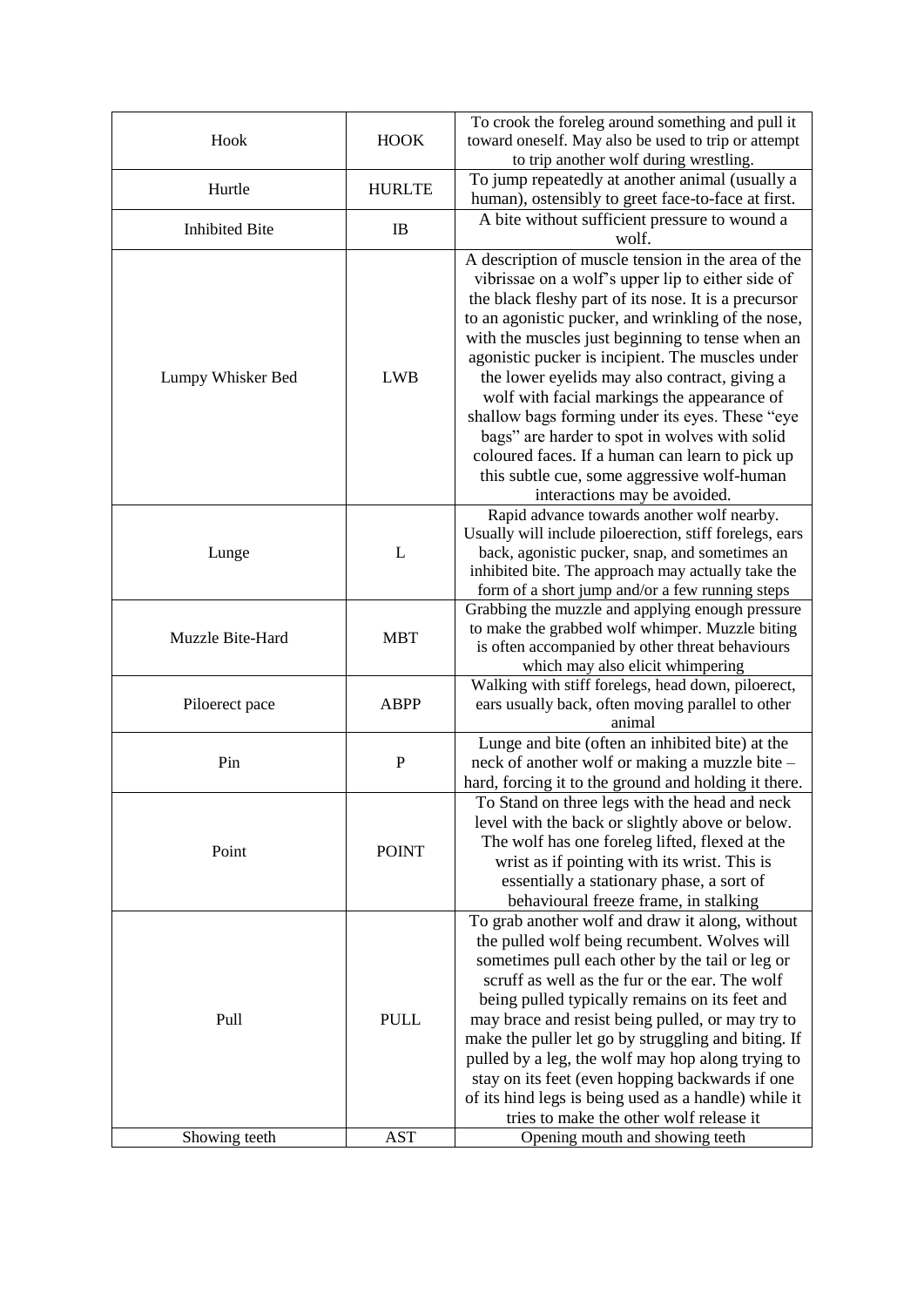| Hook | HOOK | To crook the foreleg around something and pull it toward oneself. May also be used to trip or attempt to trip another wolf during wrestling. |
|---|---|---|
| Hurtle | HURLTE | To jump repeatedly at another animal (usually a human), ostensibly to greet face-to-face at first. |
| Inhibited Bite | IB | A bite without sufficient pressure to wound a wolf. |
| Lumpy Whisker Bed | LWB | A description of muscle tension in the area of the vibrissae on a wolf's upper lip to either side of the black fleshy part of its nose. It is a precursor to an agonistic pucker, and wrinkling of the nose, with the muscles just beginning to tense when an agonistic pucker is incipient. The muscles under the lower eyelids may also contract, giving a wolf with facial markings the appearance of shallow bags forming under its eyes. These "eye bags" are harder to spot in wolves with solid coloured faces. If a human can learn to pick up this subtle cue, some aggressive wolf-human interactions may be avoided. |
| Lunge | L | Rapid advance towards another wolf nearby. Usually will include piloerection, stiff forelegs, ears back, agonistic pucker, snap, and sometimes an inhibited bite. The approach may actually take the form of a short jump and/or a few running steps |
| Muzzle Bite-Hard | MBT | Grabbing the muzzle and applying enough pressure to make the grabbed wolf whimper. Muzzle biting is often accompanied by other threat behaviours which may also elicit whimpering |
| Piloerect pace | ABPP | Walking with stiff forelegs, head down, piloerect, ears usually back, often moving parallel to other animal |
| Pin | P | Lunge and bite (often an inhibited bite) at the neck of another wolf or making a muzzle bite – hard, forcing it to the ground and holding it there. |
| Point | POINT | To Stand on three legs with the head and neck level with the back or slightly above or below. The wolf has one foreleg lifted, flexed at the wrist as if pointing with its wrist. This is essentially a stationary phase, a sort of behavioural freeze frame, in stalking |
| Pull | PULL | To grab another wolf and draw it along, without the pulled wolf being recumbent. Wolves will sometimes pull each other by the tail or leg or scruff as well as the fur or the ear. The wolf being pulled typically remains on its feet and may brace and resist being pulled, or may try to make the puller let go by struggling and biting. If pulled by a leg, the wolf may hop along trying to stay on its feet (even hopping backwards if one of its hind legs is being used as a handle) while it tries to make the other wolf release it |
| Showing teeth | AST | Opening mouth and showing teeth |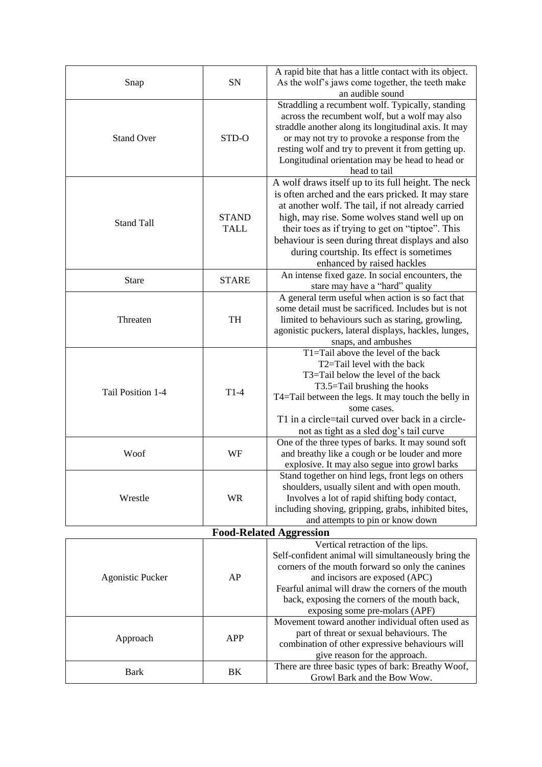| | | |
|---|---|---|
| Snap | SN | A rapid bite that has a little contact with its object. As the wolf's jaws come together, the teeth make an audible sound |
| Stand Over | STD-O | Straddling a recumbent wolf. Typically, standing across the recumbent wolf, but a wolf may also straddle another along its longitudinal axis. It may or may not try to provoke a response from the resting wolf and try to prevent it from getting up. Longitudinal orientation may be head to head or head to tail |
| Stand Tall | STAND TALL | A wolf draws itself up to its full height. The neck is often arched and the ears pricked. It may stare at another wolf. The tail, if not already carried high, may rise. Some wolves stand well up on their toes as if trying to get on "tiptoe". This behaviour is seen during threat displays and also during courtship. Its effect is sometimes enhanced by raised hackles |
| Stare | STARE | An intense fixed gaze. In social encounters, the stare may have a "hard" quality |
| Threaten | TH | A general term useful when action is so fact that some detail must be sacrificed. Includes but is not limited to behaviours such as staring, growling, agonistic puckers, lateral displays, hackles, lunges, snaps, and ambushes |
| Tail Position 1-4 | T1-4 | T1=Tail above the level of the back<br>T2=Tail level with the back<br>T3=Tail below the level of the back<br>T3.5=Tail brushing the hooks<br>T4=Tail between the legs. It may touch the belly in some cases.<br>T1 in a circle=tail curved over back in a circle-not as tight as a sled dog's tail curve |
| Woof | WF | One of the three types of barks. It may sound soft and breathy like a cough or be louder and more explosive. It may also segue into growl barks |
| Wrestle | WR | Stand together on hind legs, front legs on others shoulders, usually silent and with open mouth. Involves a lot of rapid shifting body contact, including shoving, gripping, grabs, inhibited bites, and attempts to pin or know down |

**Food-Related Aggression**

| | | |
|---|---|---|
| Agonistic Pucker | AP | Vertical retraction of the lips.<br>Self-confident animal will simultaneously bring the corners of the mouth forward so only the canines and incisors are exposed (APC)<br>Fearful animal will draw the corners of the mouth back, exposing the corners of the mouth back, exposing some pre-molars (APF) |
| Approach | APP | Movement toward another individual often used as part of threat or sexual behaviours. The combination of other expressive behaviours will give reason for the approach. |
| Bark | BK | There are three basic types of bark: Breathy Woof, Growl Bark and the Bow Wow. |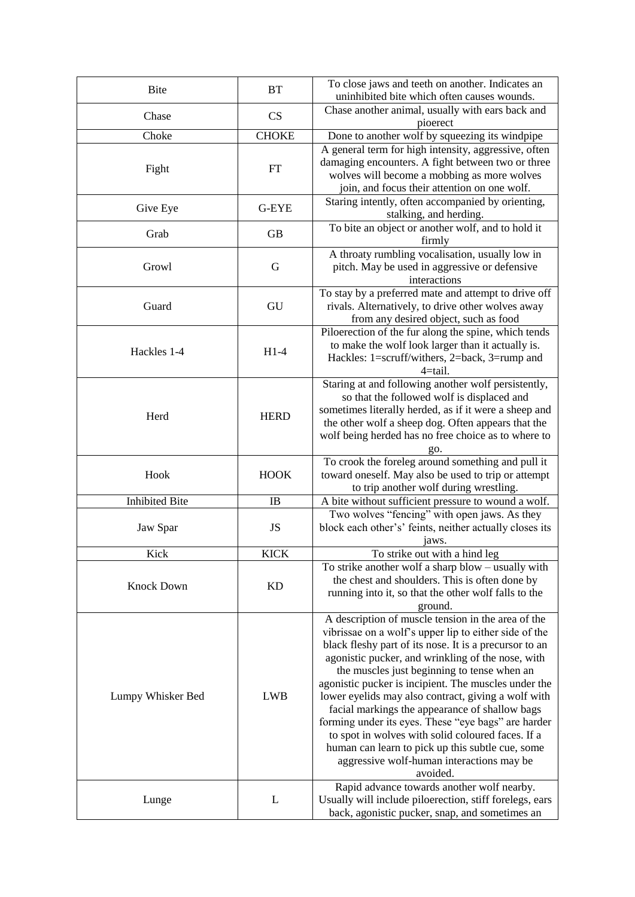| Bite | BT | To close jaws and teeth on another. Indicates an uninhibited bite which often causes wounds. |
|---|---|---|
| Chase | CS | Chase another animal, usually with ears back and pioerect |
| Choke | CHOKE | Done to another wolf by squeezing its windpipe |
| Fight | FT | A general term for high intensity, aggressive, often damaging encounters. A fight between two or three wolves will become a mobbing as more wolves join, and focus their attention on one wolf. |
| Give Eye | G-EYE | Staring intently, often accompanied by orienting, stalking, and herding. |
| Grab | GB | To bite an object or another wolf, and to hold it firmly |
| Growl | G | A throaty rumbling vocalisation, usually low in pitch. May be used in aggressive or defensive interactions |
| Guard | GU | To stay by a preferred mate and attempt to drive off rivals. Alternatively, to drive other wolves away from any desired object, such as food |
| Hackles 1-4 | H1-4 | Piloerection of the fur along the spine, which tends to make the wolf look larger than it actually is. Hackles: 1=scruff/withers, 2=back, 3=rump and 4=tail. |
| Herd | HERD | Staring at and following another wolf persistently, so that the followed wolf is displaced and sometimes literally herded, as if it were a sheep and the other wolf a sheep dog. Often appears that the wolf being herded has no free choice as to where to go. |
| Hook | HOOK | To crook the foreleg around something and pull it toward oneself. May also be used to trip or attempt to trip another wolf during wrestling. |
| Inhibited Bite | IB | A bite without sufficient pressure to wound a wolf. |
| Jaw Spar | JS | Two wolves "fencing" with open jaws. As they block each other's' feints, neither actually closes its jaws. |
| Kick | KICK | To strike out with a hind leg |
| Knock Down | KD | To strike another wolf a sharp blow – usually with the chest and shoulders. This is often done by running into it, so that the other wolf falls to the ground. |
| Lumpy Whisker Bed | LWB | A description of muscle tension in the area of the vibrissae on a wolf's upper lip to either side of the black fleshy part of its nose. It is a precursor to an agonistic pucker, and wrinkling of the nose, with the muscles just beginning to tense when an agonistic pucker is incipient. The muscles under the lower eyelids may also contract, giving a wolf with facial markings the appearance of shallow bags forming under its eyes. These "eye bags" are harder to spot in wolves with solid coloured faces. If a human can learn to pick up this subtle cue, some aggressive wolf-human interactions may be avoided. |
| Lunge | L | Rapid advance towards another wolf nearby. Usually will include piloerection, stiff forelegs, ears back, agonistic pucker, snap, and sometimes an |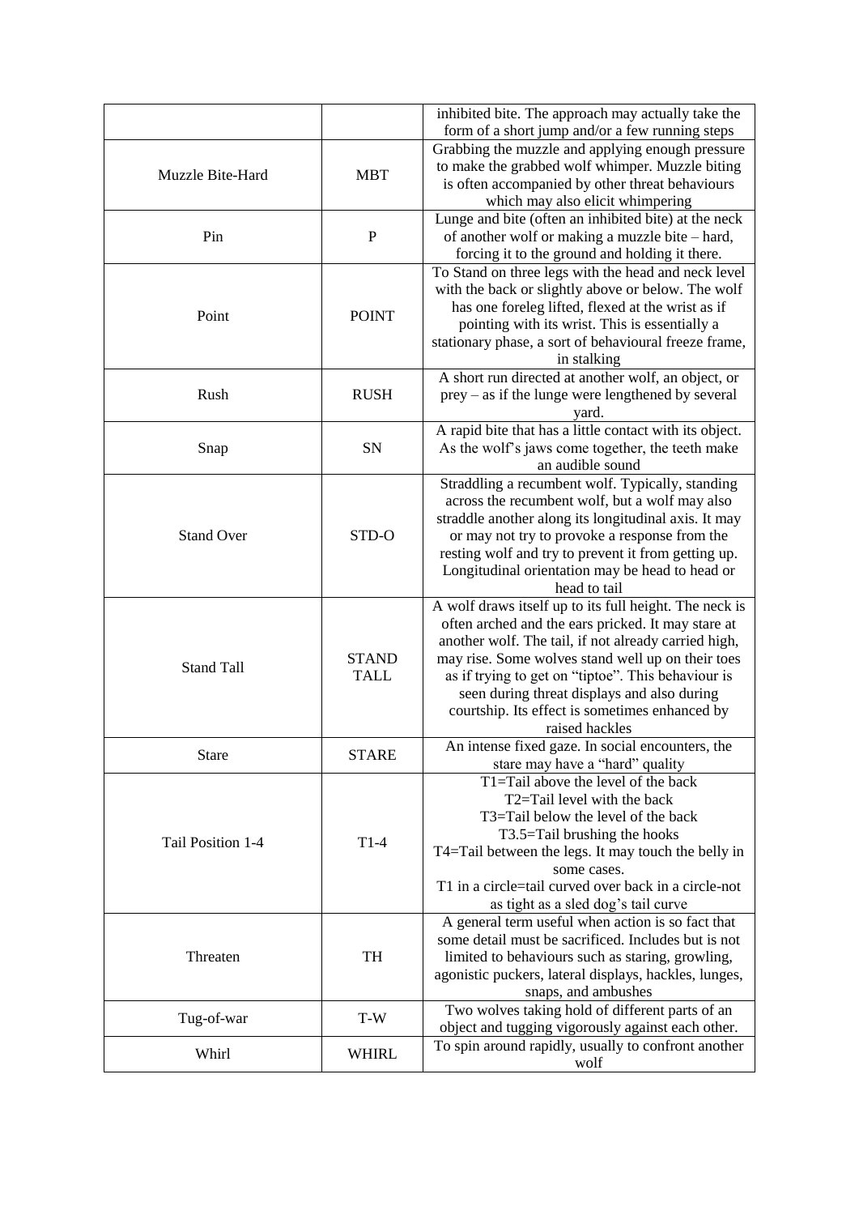| | | inhibited bite. The approach may actually take the form of a short jump and/or a few running steps |
|---|---|---|
| Muzzle Bite-Hard | MBT | Grabbing the muzzle and applying enough pressure to make the grabbed wolf whimper. Muzzle biting is often accompanied by other threat behaviours which may also elicit whimpering |
| Pin | P | Lunge and bite (often an inhibited bite) at the neck of another wolf or making a muzzle bite – hard, forcing it to the ground and holding it there. |
| Point | POINT | To Stand on three legs with the head and neck level with the back or slightly above or below. The wolf has one foreleg lifted, flexed at the wrist as if pointing with its wrist. This is essentially a stationary phase, a sort of behavioural freeze frame, in stalking |
| Rush | RUSH | A short run directed at another wolf, an object, or prey – as if the lunge were lengthened by several yard. |
| Snap | SN | A rapid bite that has a little contact with its object. As the wolf's jaws come together, the teeth make an audible sound |
| Stand Over | STD-O | Straddling a recumbent wolf. Typically, standing across the recumbent wolf, but a wolf may also straddle another along its longitudinal axis. It may or may not try to provoke a response from the resting wolf and try to prevent it from getting up. Longitudinal orientation may be head to head or head to tail |
| Stand Tall | STAND TALL | A wolf draws itself up to its full height. The neck is often arched and the ears pricked. It may stare at another wolf. The tail, if not already carried high, may rise. Some wolves stand well up on their toes as if trying to get on "tiptoe". This behaviour is seen during threat displays and also during courtship. Its effect is sometimes enhanced by raised hackles |
| Stare | STARE | An intense fixed gaze. In social encounters, the stare may have a "hard" quality |
| Tail Position 1-4 | T1-4 | T1=Tail above the level of the back<br>T2=Tail level with the back<br>T3=Tail below the level of the back<br>T3.5=Tail brushing the hooks<br>T4=Tail between the legs. It may touch the belly in some cases.<br>T1 in a circle=tail curved over back in a circle-not as tight as a sled dog's tail curve |
| Threaten | TH | A general term useful when action is so fact that some detail must be sacrificed. Includes but is not limited to behaviours such as staring, growling, agonistic puckers, lateral displays, hackles, lunges, snaps, and ambushes |
| Tug-of-war | T-W | Two wolves taking hold of different parts of an object and tugging vigorously against each other. |
| Whirl | WHIRL | To spin around rapidly, usually to confront another wolf |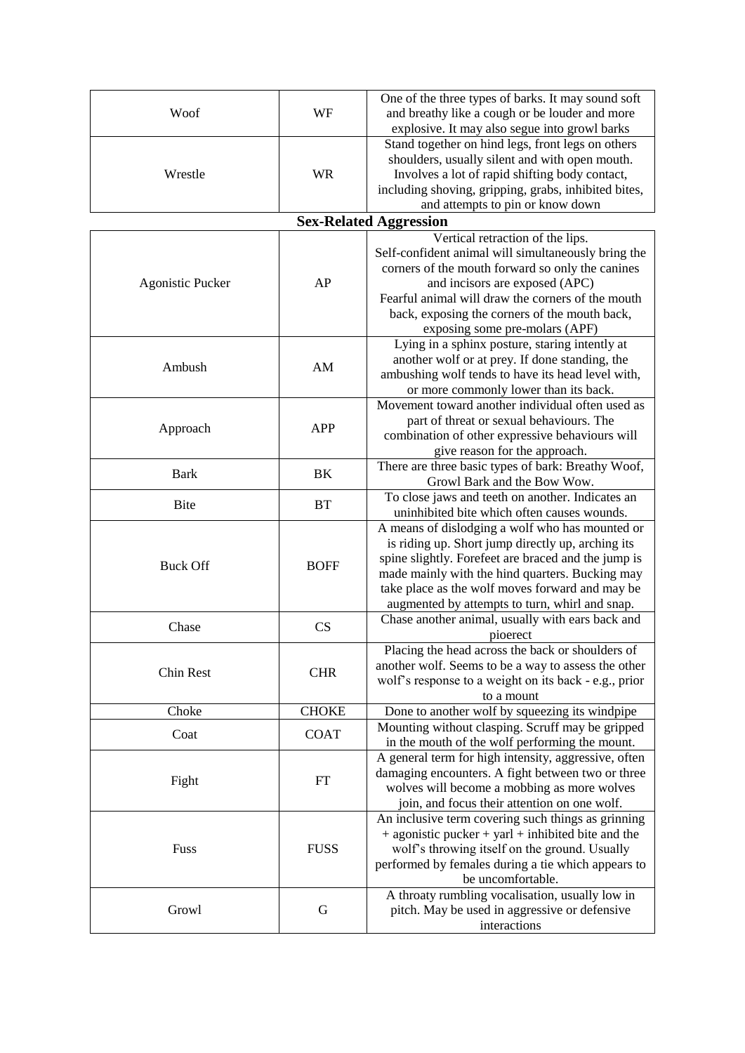| | | |
|---|---|---|
| Woof | WF | One of the three types of barks. It may sound soft and breathy like a cough or be louder and more explosive. It may also segue into growl barks |
| Wrestle | WR | Stand together on hind legs, front legs on others shoulders, usually silent and with open mouth. Involves a lot of rapid shifting body contact, including shoving, gripping, grabs, inhibited bites, and attempts to pin or know down |

**Sex-Related Aggression**

| | | |
|---|---|---|
| Agonistic Pucker | AP | Vertical retraction of the lips. Self-confident animal will simultaneously bring the corners of the mouth forward so only the canines and incisors are exposed (APC) Fearful animal will draw the corners of the mouth back, exposing the corners of the mouth back, exposing some pre-molars (APF) |
| Ambush | AM | Lying in a sphinx posture, staring intently at another wolf or at prey. If done standing, the ambushing wolf tends to have its head level with, or more commonly lower than its back. |
| Approach | APP | Movement toward another individual often used as part of threat or sexual behaviours. The combination of other expressive behaviours will give reason for the approach. |
| Bark | BK | There are three basic types of bark: Breathy Woof, Growl Bark and the Bow Wow. |
| Bite | BT | To close jaws and teeth on another. Indicates an uninhibited bite which often causes wounds. |
| Buck Off | BOFF | A means of dislodging a wolf who has mounted or is riding up. Short jump directly up, arching its spine slightly. Forefeet are braced and the jump is made mainly with the hind quarters. Bucking may take place as the wolf moves forward and may be augmented by attempts to turn, whirl and snap. |
| Chase | CS | Chase another animal, usually with ears back and pioerect |
| Chin Rest | CHR | Placing the head across the back or shoulders of another wolf. Seems to be a way to assess the other wolf's response to a weight on its back - e.g., prior to a mount |
| Choke | CHOKE | Done to another wolf by squeezing its windpipe |
| Coat | COAT | Mounting without clasping. Scruff may be gripped in the mouth of the wolf performing the mount. |
| Fight | FT | A general term for high intensity, aggressive, often damaging encounters. A fight between two or three wolves will become a mobbing as more wolves join, and focus their attention on one wolf. |
| Fuss | FUSS | An inclusive term covering such things as grinning + agonistic pucker + yarl + inhibited bite and the wolf's throwing itself on the ground. Usually performed by females during a tie which appears to be uncomfortable. |
| Growl | G | A throaty rumbling vocalisation, usually low in pitch. May be used in aggressive or defensive interactions |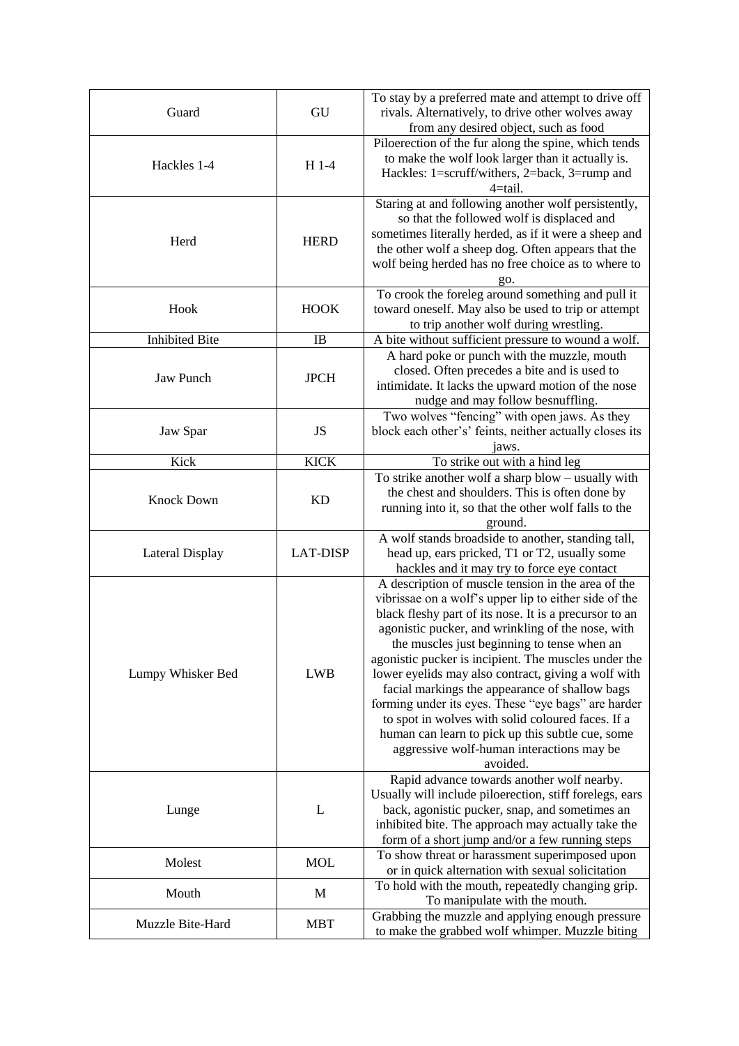| Guard | GU | To stay by a preferred mate and attempt to drive off rivals. Alternatively, to drive other wolves away from any desired object, such as food |
|---|---|---|
| Hackles 1-4 | H 1-4 | Piloerection of the fur along the spine, which tends to make the wolf look larger than it actually is. Hackles: 1=scruff/withers, 2=back, 3=rump and 4=tail. |
| Herd | HERD | Staring at and following another wolf persistently, so that the followed wolf is displaced and sometimes literally herded, as if it were a sheep and the other wolf a sheep dog. Often appears that the wolf being herded has no free choice as to where to go. |
| Hook | HOOK | To crook the foreleg around something and pull it toward oneself. May also be used to trip or attempt to trip another wolf during wrestling. |
| Inhibited Bite | IB | A bite without sufficient pressure to wound a wolf. |
| Jaw Punch | JPCH | A hard poke or punch with the muzzle, mouth closed. Often precedes a bite and is used to intimidate. It lacks the upward motion of the nose nudge and may follow besnuffling. |
| Jaw Spar | JS | Two wolves "fencing" with open jaws. As they block each other's' feints, neither actually closes its jaws. |
| Kick | KICK | To strike out with a hind leg |
| Knock Down | KD | To strike another wolf a sharp blow – usually with the chest and shoulders. This is often done by running into it, so that the other wolf falls to the ground. |
| Lateral Display | LAT-DISP | A wolf stands broadside to another, standing tall, head up, ears pricked, T1 or T2, usually some hackles and it may try to force eye contact |
| Lumpy Whisker Bed | LWB | A description of muscle tension in the area of the vibrissae on a wolf's upper lip to either side of the black fleshy part of its nose. It is a precursor to an agonistic pucker, and wrinkling of the nose, with the muscles just beginning to tense when an agonistic pucker is incipient. The muscles under the lower eyelids may also contract, giving a wolf with facial markings the appearance of shallow bags forming under its eyes. These "eye bags" are harder to spot in wolves with solid coloured faces. If a human can learn to pick up this subtle cue, some aggressive wolf-human interactions may be avoided. |
| Lunge | L | Rapid advance towards another wolf nearby. Usually will include piloerection, stiff forelegs, ears back, agonistic pucker, snap, and sometimes an inhibited bite. The approach may actually take the form of a short jump and/or a few running steps |
| Molest | MOL | To show threat or harassment superimposed upon or in quick alternation with sexual solicitation |
| Mouth | M | To hold with the mouth, repeatedly changing grip. To manipulate with the mouth. |
| Muzzle Bite-Hard | MBT | Grabbing the muzzle and applying enough pressure to make the grabbed wolf whimper. Muzzle biting |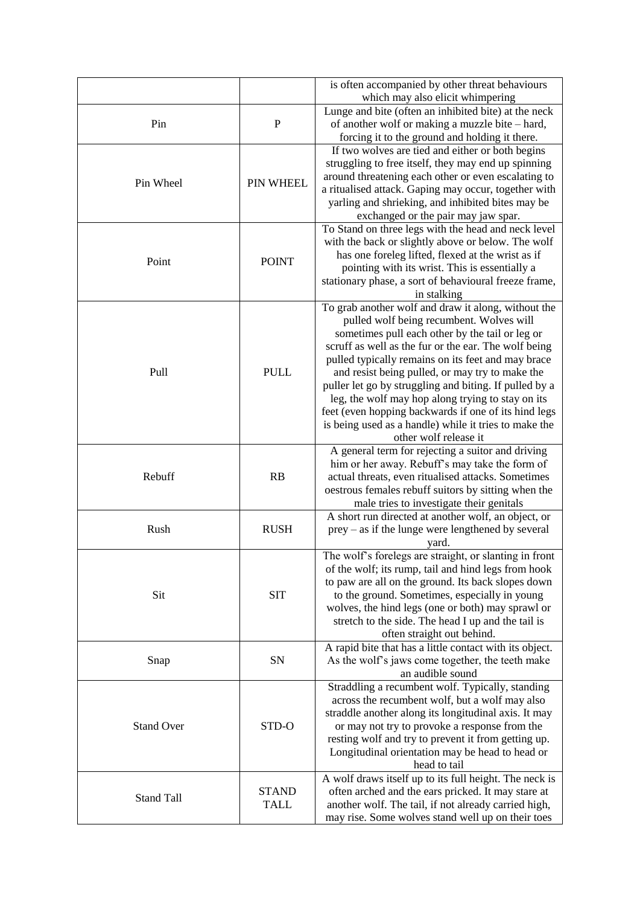|  |  | is often accompanied by other threat behaviours which may also elicit whimpering |
|---|---|---|
| Pin | P | Lunge and bite (often an inhibited bite) at the neck of another wolf or making a muzzle bite – hard, forcing it to the ground and holding it there. |
| Pin Wheel | PIN WHEEL | If two wolves are tied and either or both begins struggling to free itself, they may end up spinning around threatening each other or even escalating to a ritualised attack. Gaping may occur, together with yarling and shrieking, and inhibited bites may be exchanged or the pair may jaw spar. |
| Point | POINT | To Stand on three legs with the head and neck level with the back or slightly above or below. The wolf has one foreleg lifted, flexed at the wrist as if pointing with its wrist. This is essentially a stationary phase, a sort of behavioural freeze frame, in stalking |
| Pull | PULL | To grab another wolf and draw it along, without the pulled wolf being recumbent. Wolves will sometimes pull each other by the tail or leg or scruff as well as the fur or the ear. The wolf being pulled typically remains on its feet and may brace and resist being pulled, or may try to make the puller let go by struggling and biting. If pulled by a leg, the wolf may hop along trying to stay on its feet (even hopping backwards if one of its hind legs is being used as a handle) while it tries to make the other wolf release it |
| Rebuff | RB | A general term for rejecting a suitor and driving him or her away. Rebuff's may take the form of actual threats, even ritualised attacks. Sometimes oestrous females rebuff suitors by sitting when the male tries to investigate their genitals |
| Rush | RUSH | A short run directed at another wolf, an object, or prey – as if the lunge were lengthened by several yard. |
| Sit | SIT | The wolf's forelegs are straight, or slanting in front of the wolf; its rump, tail and hind legs from hook to paw are all on the ground. Its back slopes down to the ground. Sometimes, especially in young wolves, the hind legs (one or both) may sprawl or stretch to the side. The head I up and the tail is often straight out behind. |
| Snap | SN | A rapid bite that has a little contact with its object. As the wolf's jaws come together, the teeth make an audible sound |
| Stand Over | STD-O | Straddling a recumbent wolf. Typically, standing across the recumbent wolf, but a wolf may also straddle another along its longitudinal axis. It may or may not try to provoke a response from the resting wolf and try to prevent it from getting up. Longitudinal orientation may be head to head or head to tail |
| Stand Tall | STAND TALL | A wolf draws itself up to its full height. The neck is often arched and the ears pricked. It may stare at another wolf. The tail, if not already carried high, may rise. Some wolves stand well up on their toes |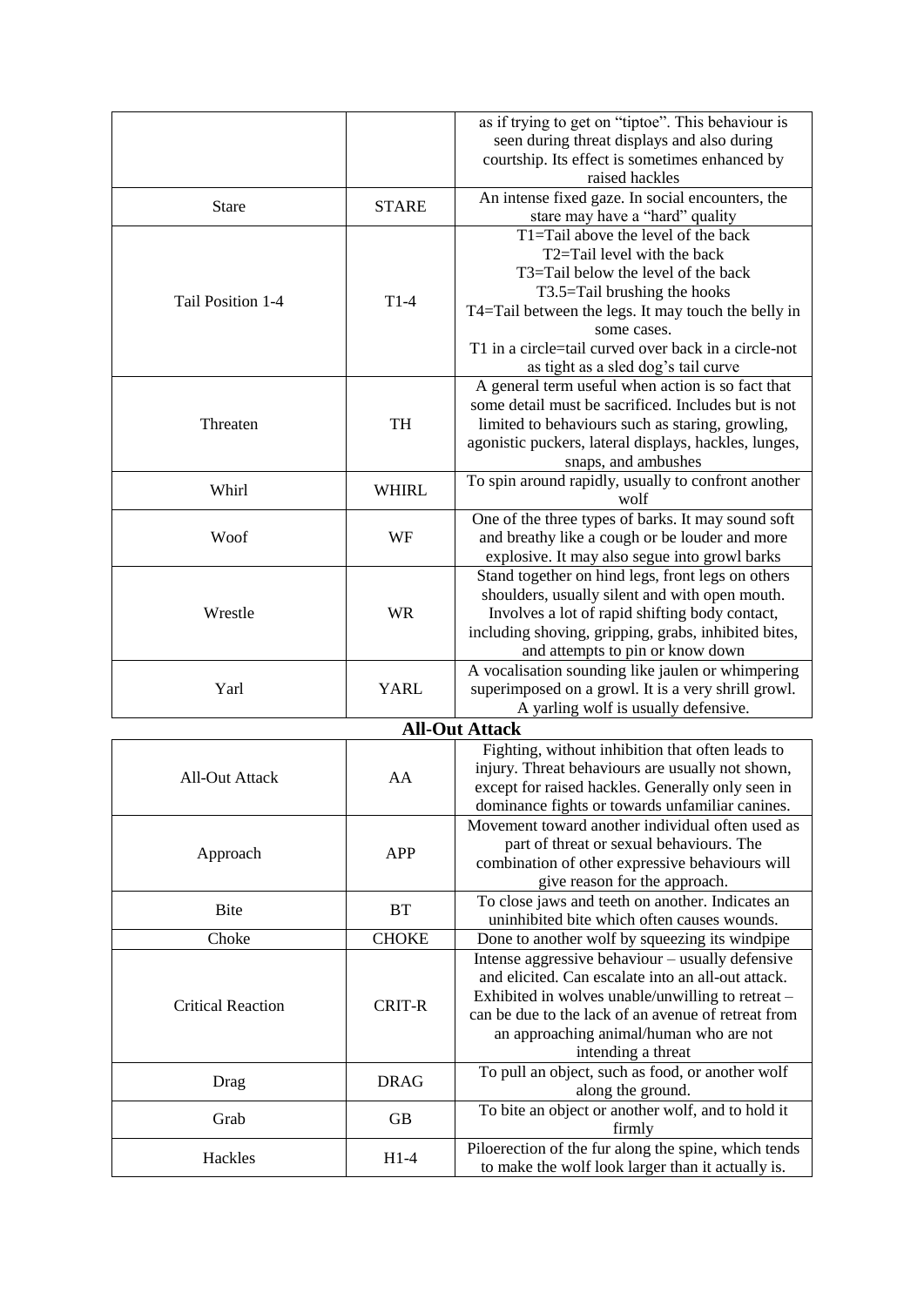| | | |
|---|---|---|
| | | as if trying to get on "tiptoe". This behaviour is seen during threat displays and also during courtship. Its effect is sometimes enhanced by raised hackles |
| Stare | STARE | An intense fixed gaze. In social encounters, the stare may have a "hard" quality |
| Tail Position 1-4 | T1-4 | T1=Tail above the level of the back<br>T2=Tail level with the back<br>T3=Tail below the level of the back<br>T3.5=Tail brushing the hooks<br>T4=Tail between the legs. It may touch the belly in some cases.<br>T1 in a circle=tail curved over back in a circle-not as tight as a sled dog's tail curve |
| Threaten | TH | A general term useful when action is so fact that some detail must be sacrificed. Includes but is not limited to behaviours such as staring, growling, agonistic puckers, lateral displays, hackles, lunges, snaps, and ambushes |
| Whirl | WHIRL | To spin around rapidly, usually to confront another wolf |
| Woof | WF | One of the three types of barks. It may sound soft and breathy like a cough or be louder and more explosive. It may also segue into growl barks |
| Wrestle | WR | Stand together on hind legs, front legs on others shoulders, usually silent and with open mouth. Involves a lot of rapid shifting body contact, including shoving, gripping, grabs, inhibited bites, and attempts to pin or know down |
| Yarl | YARL | A vocalisation sounding like jaulen or whimpering superimposed on a growl. It is a very shrill growl. A yarling wolf is usually defensive. |

**All-Out Attack**

| | | |
|---|---|---|
| All-Out Attack | AA | Fighting, without inhibition that often leads to injury. Threat behaviours are usually not shown, except for raised hackles. Generally only seen in dominance fights or towards unfamiliar canines. |
| Approach | APP | Movement toward another individual often used as part of threat or sexual behaviours. The combination of other expressive behaviours will give reason for the approach. |
| Bite | BT | To close jaws and teeth on another. Indicates an uninhibited bite which often causes wounds. |
| Choke | CHOKE | Done to another wolf by squeezing its windpipe |
| Critical Reaction | CRIT-R | Intense aggressive behaviour – usually defensive and elicited. Can escalate into an all-out attack. Exhibited in wolves unable/unwilling to retreat – can be due to the lack of an avenue of retreat from an approaching animal/human who are not intending a threat |
| Drag | DRAG | To pull an object, such as food, or another wolf along the ground. |
| Grab | GB | To bite an object or another wolf, and to hold it firmly |
| Hackles | H1-4 | Piloerection of the fur along the spine, which tends to make the wolf look larger than it actually is. |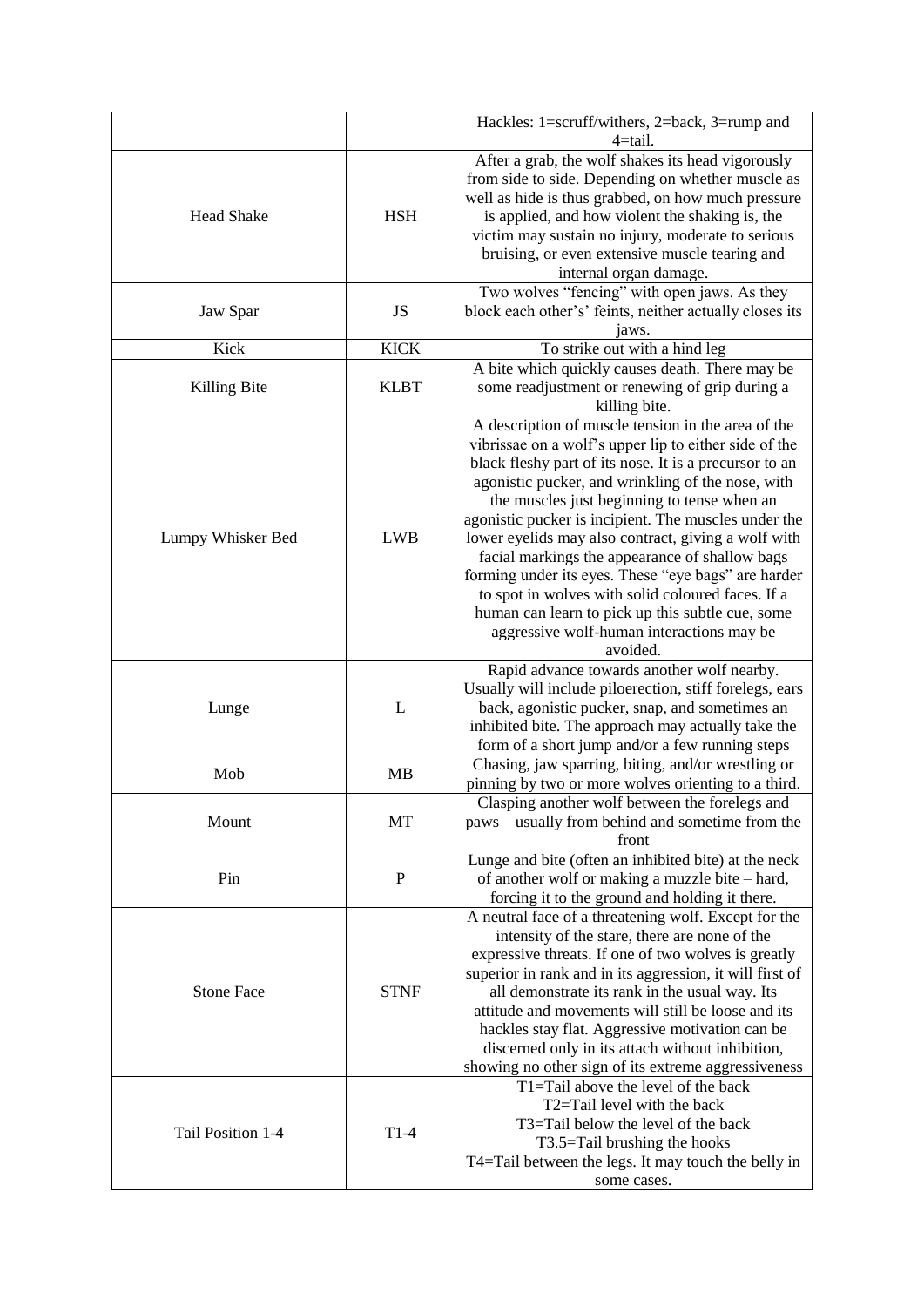| | | |
|---|---|---|
| | | Hackles: 1=scruff/withers, 2=back, 3=rump and 4=tail. |
| Head Shake | HSH | After a grab, the wolf shakes its head vigorously from side to side. Depending on whether muscle as well as hide is thus grabbed, on how much pressure is applied, and how violent the shaking is, the victim may sustain no injury, moderate to serious bruising, or even extensive muscle tearing and internal organ damage. |
| Jaw Spar | JS | Two wolves "fencing" with open jaws. As they block each other's' feints, neither actually closes its jaws. |
| Kick | KICK | To strike out with a hind leg |
| Killing Bite | KLBT | A bite which quickly causes death. There may be some readjustment or renewing of grip during a killing bite. |
| Lumpy Whisker Bed | LWB | A description of muscle tension in the area of the vibrissae on a wolf's upper lip to either side of the black fleshy part of its nose. It is a precursor to an agonistic pucker, and wrinkling of the nose, with the muscles just beginning to tense when an agonistic pucker is incipient. The muscles under the lower eyelids may also contract, giving a wolf with facial markings the appearance of shallow bags forming under its eyes. These "eye bags" are harder to spot in wolves with solid coloured faces. If a human can learn to pick up this subtle cue, some aggressive wolf-human interactions may be avoided. |
| Lunge | L | Rapid advance towards another wolf nearby. Usually will include piloerection, stiff forelegs, ears back, agonistic pucker, snap, and sometimes an inhibited bite. The approach may actually take the form of a short jump and/or a few running steps |
| Mob | MB | Chasing, jaw sparring, biting, and/or wrestling or pinning by two or more wolves orienting to a third. |
| Mount | MT | Clasping another wolf between the forelegs and paws – usually from behind and sometime from the front |
| Pin | P | Lunge and bite (often an inhibited bite) at the neck of another wolf or making a muzzle bite – hard, forcing it to the ground and holding it there. |
| Stone Face | STNF | A neutral face of a threatening wolf. Except for the intensity of the stare, there are none of the expressive threats. If one of two wolves is greatly superior in rank and in its aggression, it will first of all demonstrate its rank in the usual way. Its attitude and movements will still be loose and its hackles stay flat. Aggressive motivation can be discerned only in its attach without inhibition, showing no other sign of its extreme aggressiveness |
| Tail Position 1-4 | T1-4 | T1=Tail above the level of the back<br>T2=Tail level with the back<br>T3=Tail below the level of the back<br>T3.5=Tail brushing the hooks<br>T4=Tail between the legs. It may touch the belly in some cases. |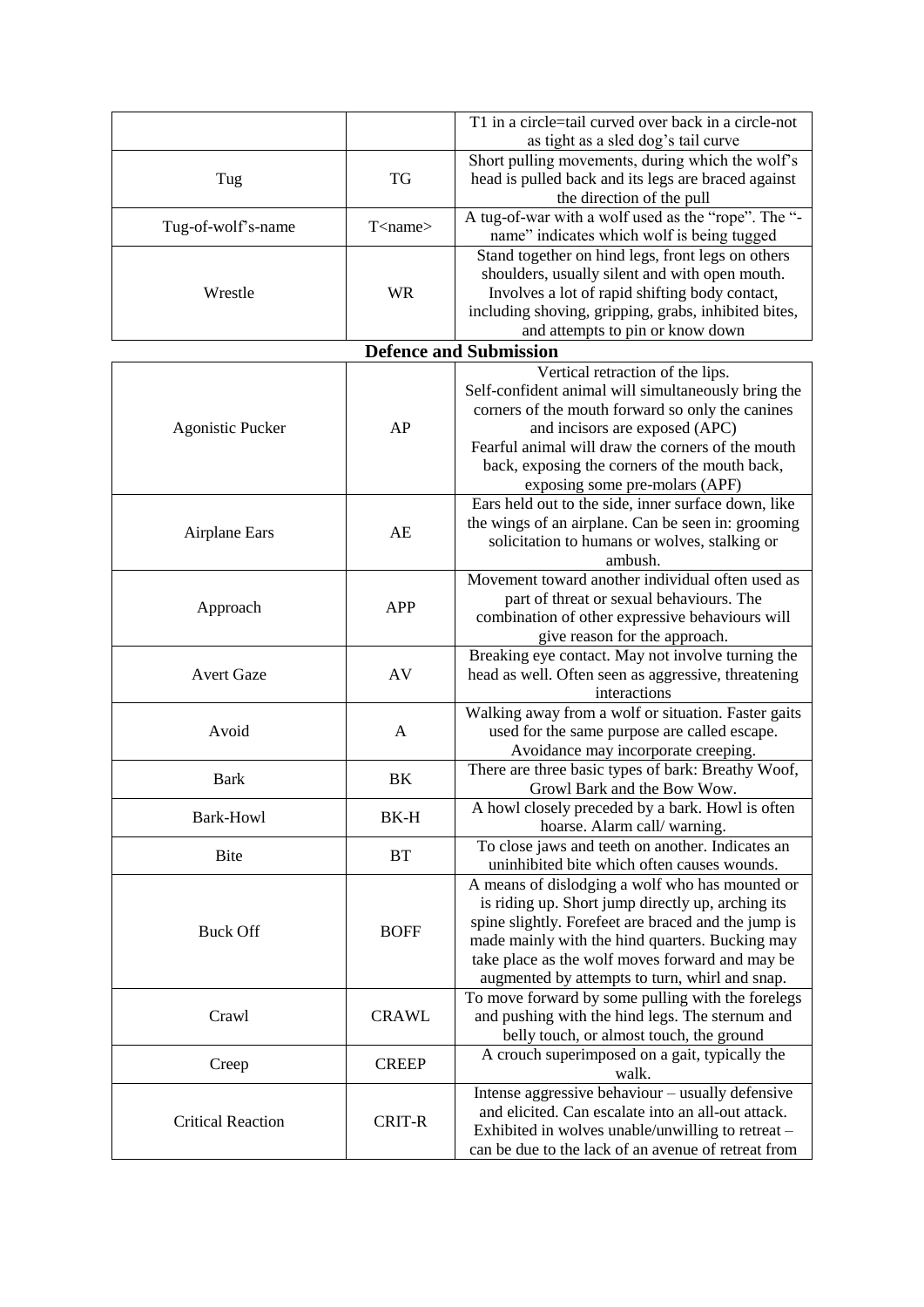|  |  | T1 in a circle=tail curved over back in a circle-not as tight as a sled dog's tail curve |
|---|---|---|
| Tug | TG | Short pulling movements, during which the wolf's head is pulled back and its legs are braced against the direction of the pull |
| Tug-of-wolf's-name | T<name> | A tug-of-war with a wolf used as the "rope". The "-name" indicates which wolf is being tugged |
| Wrestle | WR | Stand together on hind legs, front legs on others shoulders, usually silent and with open mouth. Involves a lot of rapid shifting body contact, including shoving, gripping, grabs, inhibited bites, and attempts to pin or know down |

**Defence and Submission**

|  |  |  |
|---|---|---|
| Agonistic Pucker | AP | Vertical retraction of the lips. Self-confident animal will simultaneously bring the corners of the mouth forward so only the canines and incisors are exposed (APC) Fearful animal will draw the corners of the mouth back, exposing the corners of the mouth back, exposing some pre-molars (APF) |
| Airplane Ears | AE | Ears held out to the side, inner surface down, like the wings of an airplane. Can be seen in: grooming solicitation to humans or wolves, stalking or ambush. |
| Approach | APP | Movement toward another individual often used as part of threat or sexual behaviours. The combination of other expressive behaviours will give reason for the approach. |
| Avert Gaze | AV | Breaking eye contact. May not involve turning the head as well. Often seen as aggressive, threatening interactions |
| Avoid | A | Walking away from a wolf or situation. Faster gaits used for the same purpose are called escape. Avoidance may incorporate creeping. |
| Bark | BK | There are three basic types of bark: Breathy Woof, Growl Bark and the Bow Wow. |
| Bark-Howl | BK-H | A howl closely preceded by a bark. Howl is often hoarse. Alarm call/ warning. |
| Bite | BT | To close jaws and teeth on another. Indicates an uninhibited bite which often causes wounds. |
| Buck Off | BOFF | A means of dislodging a wolf who has mounted or is riding up. Short jump directly up, arching its spine slightly. Forefeet are braced and the jump is made mainly with the hind quarters. Bucking may take place as the wolf moves forward and may be augmented by attempts to turn, whirl and snap. |
| Crawl | CRAWL | To move forward by some pulling with the forelegs and pushing with the hind legs. The sternum and belly touch, or almost touch, the ground |
| Creep | CREEP | A crouch superimposed on a gait, typically the walk. |
| Critical Reaction | CRIT-R | Intense aggressive behaviour – usually defensive and elicited. Can escalate into an all-out attack. Exhibited in wolves unable/unwilling to retreat – can be due to the lack of an avenue of retreat from |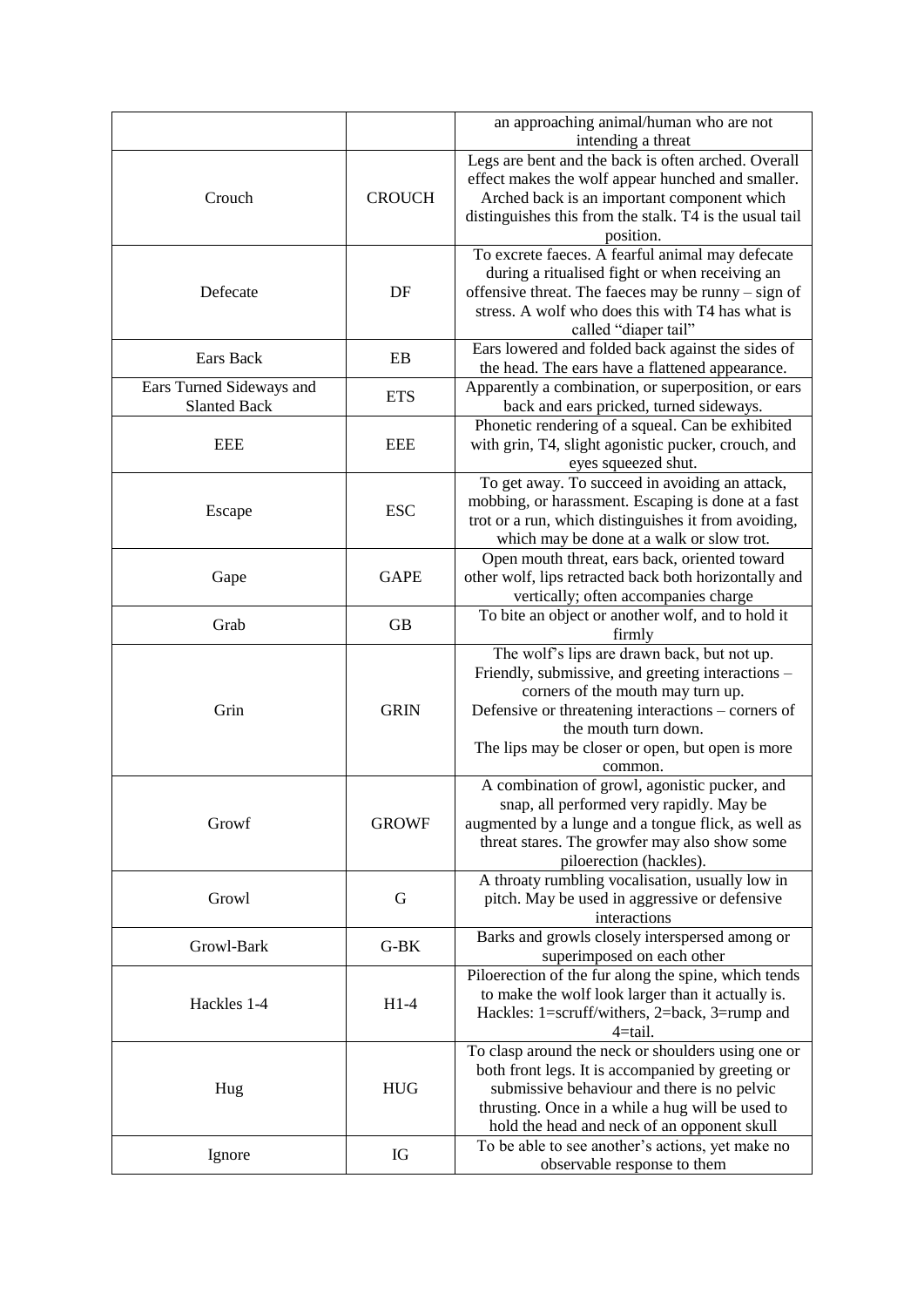| | | |
|---|---|---|
| | | an approaching animal/human who are not intending a threat |
| Crouch | CROUCH | Legs are bent and the back is often arched. Overall effect makes the wolf appear hunched and smaller. Arched back is an important component which distinguishes this from the stalk. T4 is the usual tail position. |
| Defecate | DF | To excrete faeces. A fearful animal may defecate during a ritualised fight or when receiving an offensive threat. The faeces may be runny – sign of stress. A wolf who does this with T4 has what is called "diaper tail" |
| Ears Back | EB | Ears lowered and folded back against the sides of the head. The ears have a flattened appearance. |
| Ears Turned Sideways and Slanted Back | ETS | Apparently a combination, or superposition, or ears back and ears pricked, turned sideways. |
| EEE | EEE | Phonetic rendering of a squeal. Can be exhibited with grin, T4, slight agonistic pucker, crouch, and eyes squeezed shut. |
| Escape | ESC | To get away. To succeed in avoiding an attack, mobbing, or harassment. Escaping is done at a fast trot or a run, which distinguishes it from avoiding, which may be done at a walk or slow trot. |
| Gape | GAPE | Open mouth threat, ears back, oriented toward other wolf, lips retracted back both horizontally and vertically; often accompanies charge |
| Grab | GB | To bite an object or another wolf, and to hold it firmly |
| Grin | GRIN | The wolf's lips are drawn back, but not up. Friendly, submissive, and greeting interactions – corners of the mouth may turn up. Defensive or threatening interactions – corners of the mouth turn down. The lips may be closer or open, but open is more common. |
| Growf | GROWF | A combination of growl, agonistic pucker, and snap, all performed very rapidly. May be augmented by a lunge and a tongue flick, as well as threat stares. The growfer may also show some piloerection (hackles). |
| Growl | G | A throaty rumbling vocalisation, usually low in pitch. May be used in aggressive or defensive interactions |
| Growl-Bark | G-BK | Barks and growls closely interspersed among or superimposed on each other |
| Hackles 1-4 | H1-4 | Piloerection of the fur along the spine, which tends to make the wolf look larger than it actually is. Hackles: 1=scruff/withers, 2=back, 3=rump and 4=tail. |
| Hug | HUG | To clasp around the neck or shoulders using one or both front legs. It is accompanied by greeting or submissive behaviour and there is no pelvic thrusting. Once in a while a hug will be used to hold the head and neck of an opponent skull |
| Ignore | IG | To be able to see another's actions, yet make no observable response to them |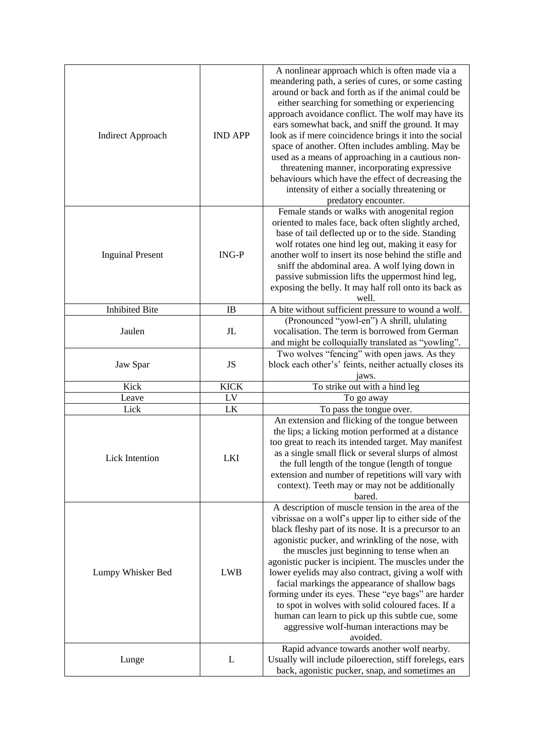| | | |
|---|---|---|
| Indirect Approach | IND APP | A nonlinear approach which is often made via a meandering path, a series of cures, or some casting around or back and forth as if the animal could be either searching for something or experiencing approach avoidance conflict. The wolf may have its ears somewhat back, and sniff the ground. It may look as if mere coincidence brings it into the social space of another. Often includes ambling. May be used as a means of approaching in a cautious non-threatening manner, incorporating expressive behaviours which have the effect of decreasing the intensity of either a socially threatening or predatory encounter. |
| Inguinal Present | ING-P | Female stands or walks with anogenital region oriented to males face, back often slightly arched, base of tail deflected up or to the side. Standing wolf rotates one hind leg out, making it easy for another wolf to insert its nose behind the stifle and sniff the abdominal area. A wolf lying down in passive submission lifts the uppermost hind leg, exposing the belly. It may half roll onto its back as well. |
| Inhibited Bite | IB | A bite without sufficient pressure to wound a wolf. |
| Jaulen | JL | (Pronounced "yowl-en") A shrill, ululating vocalisation. The term is borrowed from German and might be colloquially translated as "yowling". |
| Jaw Spar | JS | Two wolves "fencing" with open jaws. As they block each other's' feints, neither actually closes its jaws. |
| Kick | KICK | To strike out with a hind leg |
| Leave | LV | To go away |
| Lick | LK | To pass the tongue over. |
| Lick Intention | LKI | An extension and flicking of the tongue between the lips; a licking motion performed at a distance too great to reach its intended target. May manifest as a single small flick or several slurps of almost the full length of the tongue (length of tongue extension and number of repetitions will vary with context). Teeth may or may not be additionally bared. |
| Lumpy Whisker Bed | LWB | A description of muscle tension in the area of the vibrissae on a wolf's upper lip to either side of the black fleshy part of its nose. It is a precursor to an agonistic pucker, and wrinkling of the nose, with the muscles just beginning to tense when an agonistic pucker is incipient. The muscles under the lower eyelids may also contract, giving a wolf with facial markings the appearance of shallow bags forming under its eyes. These "eye bags" are harder to spot in wolves with solid coloured faces. If a human can learn to pick up this subtle cue, some aggressive wolf-human interactions may be avoided. |
| Lunge | L | Rapid advance towards another wolf nearby. Usually will include piloerection, stiff forelegs, ears back, agonistic pucker, snap, and sometimes an |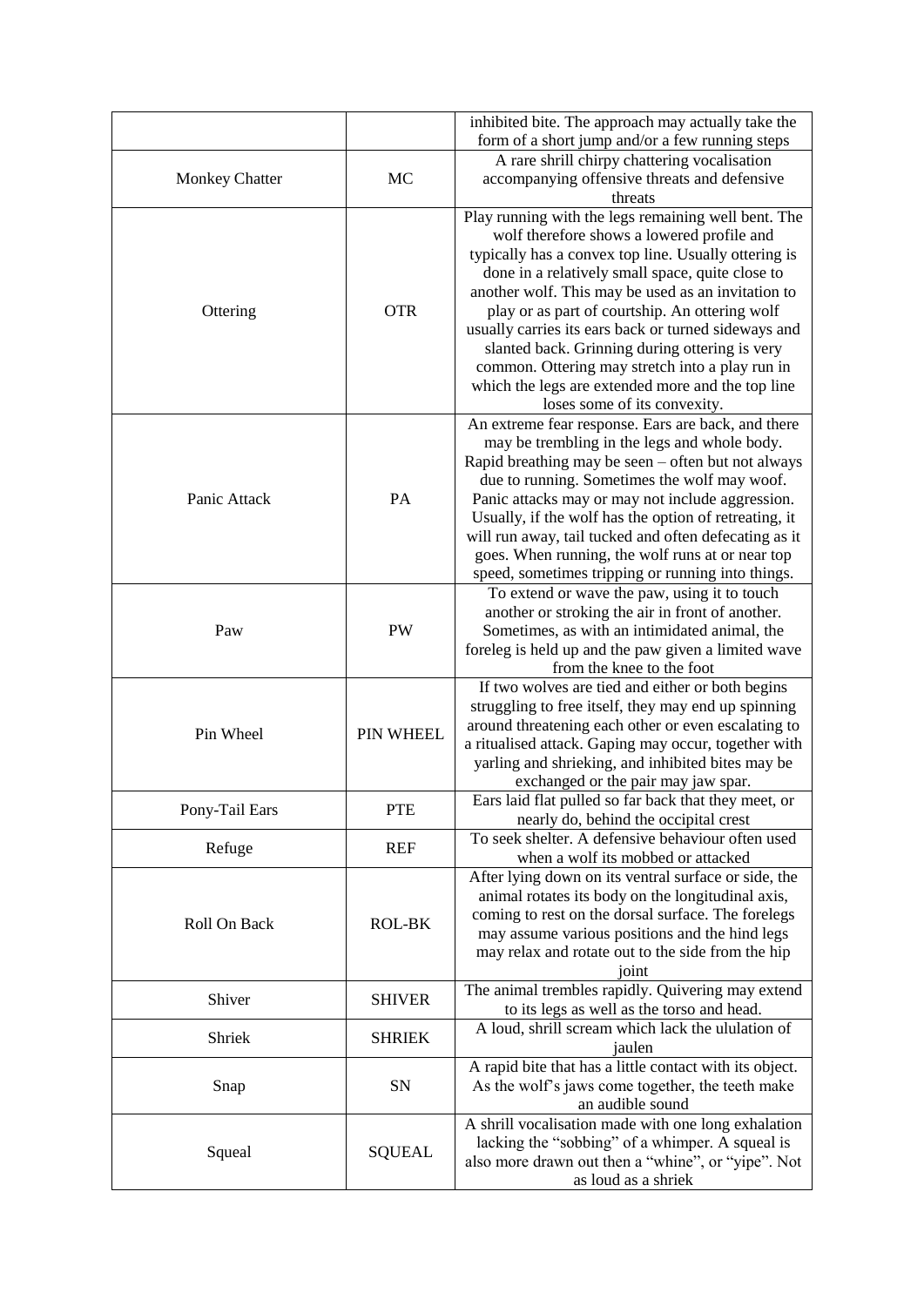| | | |
|---|---|---|
| | | inhibited bite. The approach may actually take the form of a short jump and/or a few running steps |
| Monkey Chatter | MC | A rare shrill chirpy chattering vocalisation accompanying offensive threats and defensive threats |
| Ottering | OTR | Play running with the legs remaining well bent. The wolf therefore shows a lowered profile and typically has a convex top line. Usually ottering is done in a relatively small space, quite close to another wolf. This may be used as an invitation to play or as part of courtship. An ottering wolf usually carries its ears back or turned sideways and slanted back. Grinning during ottering is very common. Ottering may stretch into a play run in which the legs are extended more and the top line loses some of its convexity. |
| Panic Attack | PA | An extreme fear response. Ears are back, and there may be trembling in the legs and whole body. Rapid breathing may be seen – often but not always due to running. Sometimes the wolf may woof. Panic attacks may or may not include aggression. Usually, if the wolf has the option of retreating, it will run away, tail tucked and often defecating as it goes. When running, the wolf runs at or near top speed, sometimes tripping or running into things. |
| Paw | PW | To extend or wave the paw, using it to touch another or stroking the air in front of another. Sometimes, as with an intimidated animal, the foreleg is held up and the paw given a limited wave from the knee to the foot |
| Pin Wheel | PIN WHEEL | If two wolves are tied and either or both begins struggling to free itself, they may end up spinning around threatening each other or even escalating to a ritualised attack. Gaping may occur, together with yarling and shrieking, and inhibited bites may be exchanged or the pair may jaw spar. |
| Pony-Tail Ears | PTE | Ears laid flat pulled so far back that they meet, or nearly do, behind the occipital crest |
| Refuge | REF | To seek shelter. A defensive behaviour often used when a wolf its mobbed or attacked |
| Roll On Back | ROL-BK | After lying down on its ventral surface or side, the animal rotates its body on the longitudinal axis, coming to rest on the dorsal surface. The forelegs may assume various positions and the hind legs may relax and rotate out to the side from the hip joint |
| Shiver | SHIVER | The animal trembles rapidly. Quivering may extend to its legs as well as the torso and head. |
| Shriek | SHRIEK | A loud, shrill scream which lack the ululation of jaulen |
| Snap | SN | A rapid bite that has a little contact with its object. As the wolf's jaws come together, the teeth make an audible sound |
| Squeal | SQUEAL | A shrill vocalisation made with one long exhalation lacking the "sobbing" of a whimper. A squeal is also more drawn out then a "whine", or "yipe". Not as loud as a shriek |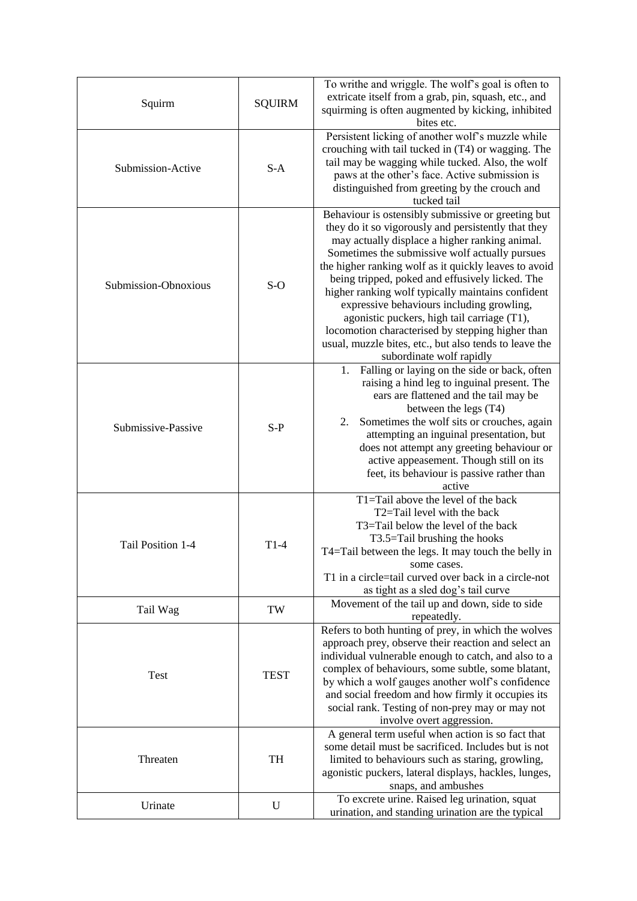| | | |
|---|---|---|
| Squirm | SQUIRM | To writhe and wriggle. The wolf's goal is often to extricate itself from a grab, pin, squash, etc., and squirming is often augmented by kicking, inhibited bites etc. |
| Submission-Active | S-A | Persistent licking of another wolf's muzzle while crouching with tail tucked in (T4) or wagging. The tail may be wagging while tucked. Also, the wolf paws at the other's face. Active submission is distinguished from greeting by the crouch and tucked tail |
| Submission-Obnoxious | S-O | Behaviour is ostensibly submissive or greeting but they do it so vigorously and persistently that they may actually displace a higher ranking animal. Sometimes the submissive wolf actually pursues the higher ranking wolf as it quickly leaves to avoid being tripped, poked and effusively licked. The higher ranking wolf typically maintains confident expressive behaviours including growling, agonistic puckers, high tail carriage (T1), locomotion characterised by stepping higher than usual, muzzle bites, etc., but also tends to leave the subordinate wolf rapidly |
| Submissive-Passive | S-P | 1. Falling or laying on the side or back, often raising a hind leg to inguinal present. The ears are flattened and the tail may be between the legs (T4)<br>2. Sometimes the wolf sits or crouches, again attempting an inguinal presentation, but does not attempt any greeting behaviour or active appeasement. Though still on its feet, its behaviour is passive rather than active |
| Tail Position 1-4 | T1-4 | T1=Tail above the level of the back<br>T2=Tail level with the back<br>T3=Tail below the level of the back<br>T3.5=Tail brushing the hooks<br>T4=Tail between the legs. It may touch the belly in some cases.<br>T1 in a circle=tail curved over back in a circle-not as tight as a sled dog's tail curve |
| Tail Wag | TW | Movement of the tail up and down, side to side repeatedly. |
| Test | TEST | Refers to both hunting of prey, in which the wolves approach prey, observe their reaction and select an individual vulnerable enough to catch, and also to a complex of behaviours, some subtle, some blatant, by which a wolf gauges another wolf's confidence and social freedom and how firmly it occupies its social rank. Testing of non-prey may or may not involve overt aggression. |
| Threaten | TH | A general term useful when action is so fact that some detail must be sacrificed. Includes but is not limited to behaviours such as staring, growling, agonistic puckers, lateral displays, hackles, lunges, snaps, and ambushes |
| Urinate | U | To excrete urine. Raised leg urination, squat urination, and standing urination are the typical |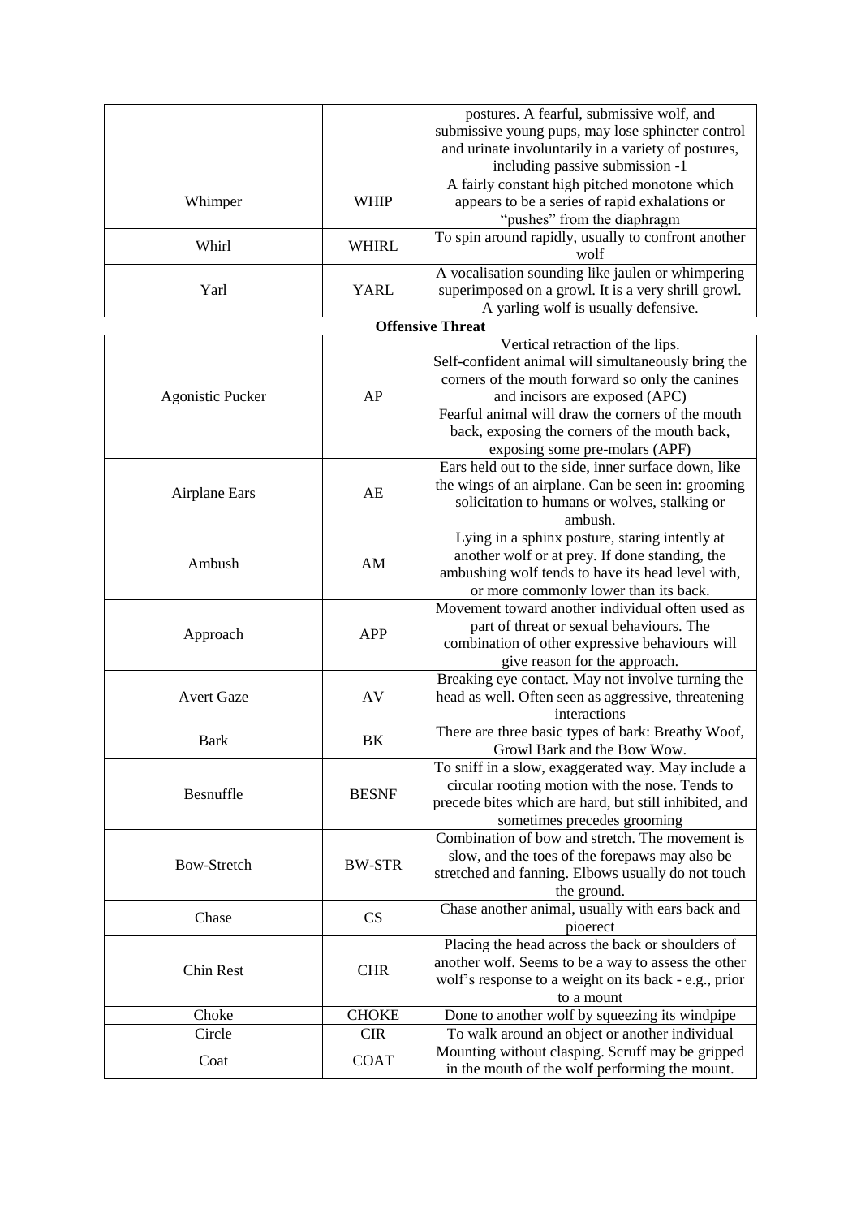| | | |
|---|---|---|
| | | postures. A fearful, submissive wolf, and submissive young pups, may lose sphincter control and urinate involuntarily in a variety of postures, including passive submission -1 |
| Whimper | WHIP | A fairly constant high pitched monotone which appears to be a series of rapid exhalations or "pushes" from the diaphragm |
| Whirl | WHIRL | To spin around rapidly, usually to confront another wolf |
| Yarl | YARL | A vocalisation sounding like jaulen or whimpering superimposed on a growl. It is a very shrill growl. A yarling wolf is usually defensive. |

**Offensive Threat**

| | | |
|---|---|---|
| Agonistic Pucker | AP | Vertical retraction of the lips.<br>Self-confident animal will simultaneously bring the corners of the mouth forward so only the canines and incisors are exposed (APC)<br>Fearful animal will draw the corners of the mouth back, exposing the corners of the mouth back, exposing some pre-molars (APF) |
| Airplane Ears | AE | Ears held out to the side, inner surface down, like the wings of an airplane. Can be seen in: grooming solicitation to humans or wolves, stalking or ambush. |
| Ambush | AM | Lying in a sphinx posture, staring intently at another wolf or at prey. If done standing, the ambushing wolf tends to have its head level with, or more commonly lower than its back. |
| Approach | APP | Movement toward another individual often used as part of threat or sexual behaviours. The combination of other expressive behaviours will give reason for the approach. |
| Avert Gaze | AV | Breaking eye contact. May not involve turning the head as well. Often seen as aggressive, threatening interactions |
| Bark | BK | There are three basic types of bark: Breathy Woof, Growl Bark and the Bow Wow. |
| Besnuffle | BESNF | To sniff in a slow, exaggerated way. May include a circular rooting motion with the nose. Tends to precede bites which are hard, but still inhibited, and sometimes precedes grooming |
| Bow-Stretch | BW-STR | Combination of bow and stretch. The movement is slow, and the toes of the forepaws may also be stretched and fanning. Elbows usually do not touch the ground. |
| Chase | CS | Chase another animal, usually with ears back and pioerect |
| Chin Rest | CHR | Placing the head across the back or shoulders of another wolf. Seems to be a way to assess the other wolf's response to a weight on its back - e.g., prior to a mount |
| Choke | CHOKE | Done to another wolf by squeezing its windpipe |
| Circle | CIR | To walk around an object or another individual |
| Coat | COAT | Mounting without clasping. Scruff may be gripped in the mouth of the wolf performing the mount. |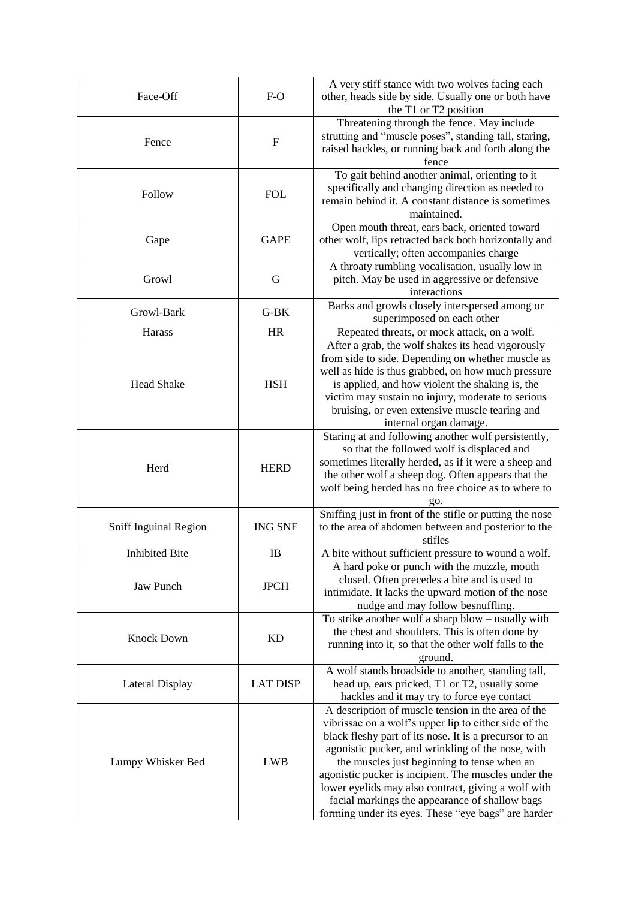| | | |
|---|---|---|
| Face-Off | F-O | A very stiff stance with two wolves facing each other, heads side by side. Usually one or both have the T1 or T2 position |
| Fence | F | Threatening through the fence. May include strutting and "muscle poses", standing tall, staring, raised hackles, or running back and forth along the fence |
| Follow | FOL | To gait behind another animal, orienting to it specifically and changing direction as needed to remain behind it. A constant distance is sometimes maintained. |
| Gape | GAPE | Open mouth threat, ears back, oriented toward other wolf, lips retracted back both horizontally and vertically; often accompanies charge |
| Growl | G | A throaty rumbling vocalisation, usually low in pitch. May be used in aggressive or defensive interactions |
| Growl-Bark | G-BK | Barks and growls closely interspersed among or superimposed on each other |
| Harass | HR | Repeated threats, or mock attack, on a wolf. |
| Head Shake | HSH | After a grab, the wolf shakes its head vigorously from side to side. Depending on whether muscle as well as hide is thus grabbed, on how much pressure is applied, and how violent the shaking is, the victim may sustain no injury, moderate to serious bruising, or even extensive muscle tearing and internal organ damage. |
| Herd | HERD | Staring at and following another wolf persistently, so that the followed wolf is displaced and sometimes literally herded, as if it were a sheep and the other wolf a sheep dog. Often appears that the wolf being herded has no free choice as to where to go. |
| Sniff Inguinal Region | ING SNF | Sniffing just in front of the stifle or putting the nose to the area of abdomen between and posterior to the stifles |
| Inhibited Bite | IB | A bite without sufficient pressure to wound a wolf. |
| Jaw Punch | JPCH | A hard poke or punch with the muzzle, mouth closed. Often precedes a bite and is used to intimidate. It lacks the upward motion of the nose nudge and may follow besnuffling. |
| Knock Down | KD | To strike another wolf a sharp blow – usually with the chest and shoulders. This is often done by running into it, so that the other wolf falls to the ground. |
| Lateral Display | LAT DISP | A wolf stands broadside to another, standing tall, head up, ears pricked, T1 or T2, usually some hackles and it may try to force eye contact |
| Lumpy Whisker Bed | LWB | A description of muscle tension in the area of the vibrissae on a wolf's upper lip to either side of the black fleshy part of its nose. It is a precursor to an agonistic pucker, and wrinkling of the nose, with the muscles just beginning to tense when an agonistic pucker is incipient. The muscles under the lower eyelids may also contract, giving a wolf with facial markings the appearance of shallow bags forming under its eyes. These "eye bags" are harder |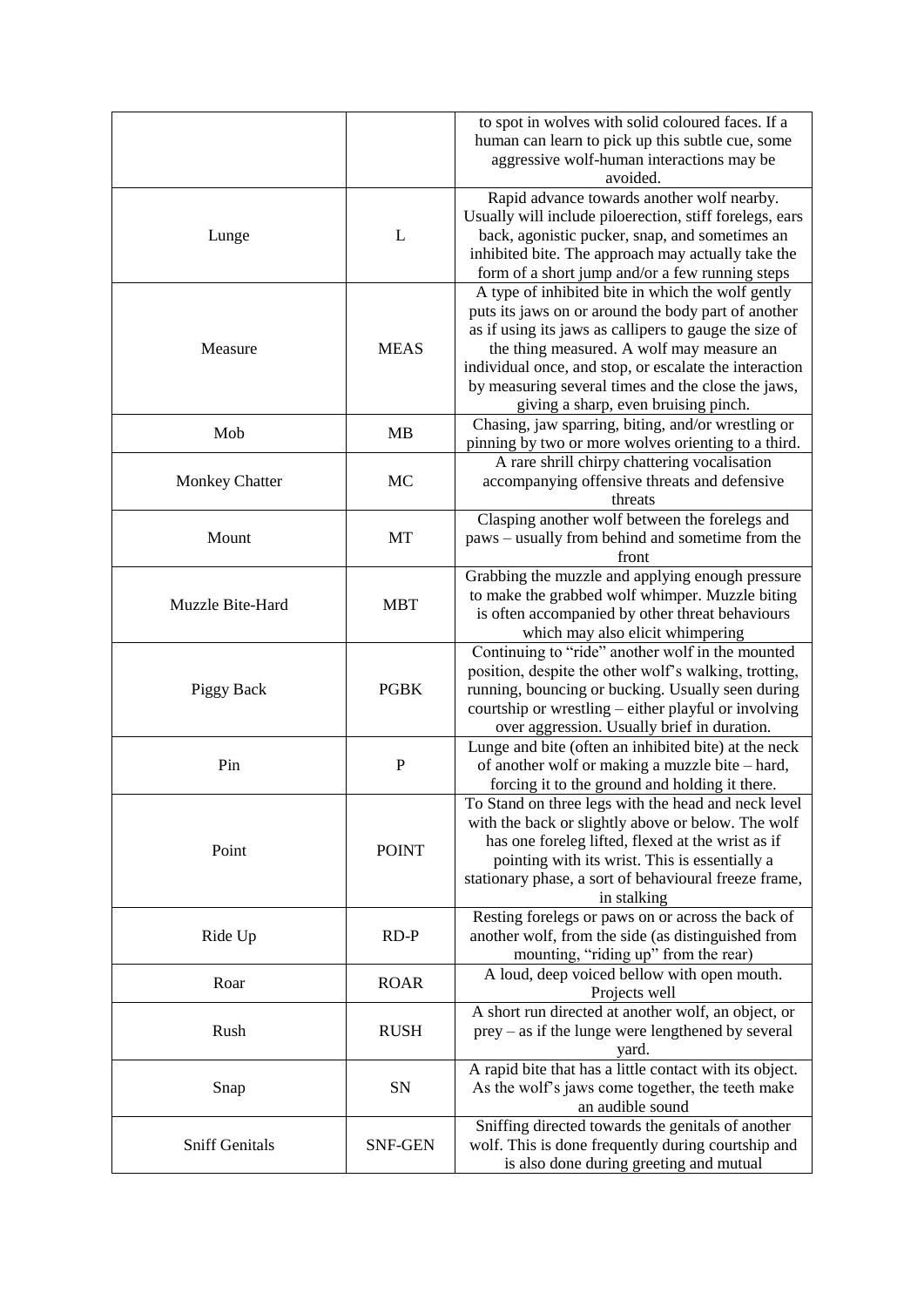| | | |
|---|---|---|
| | | to spot in wolves with solid coloured faces. If a human can learn to pick up this subtle cue, some aggressive wolf-human interactions may be avoided. |
| Lunge | L | Rapid advance towards another wolf nearby. Usually will include piloerection, stiff forelegs, ears back, agonistic pucker, snap, and sometimes an inhibited bite. The approach may actually take the form of a short jump and/or a few running steps |
| Measure | MEAS | A type of inhibited bite in which the wolf gently puts its jaws on or around the body part of another as if using its jaws as callipers to gauge the size of the thing measured. A wolf may measure an individual once, and stop, or escalate the interaction by measuring several times and the close the jaws, giving a sharp, even bruising pinch. |
| Mob | MB | Chasing, jaw sparring, biting, and/or wrestling or pinning by two or more wolves orienting to a third. |
| Monkey Chatter | MC | A rare shrill chirpy chattering vocalisation accompanying offensive threats and defensive threats |
| Mount | MT | Clasping another wolf between the forelegs and paws – usually from behind and sometime from the front |
| Muzzle Bite-Hard | MBT | Grabbing the muzzle and applying enough pressure to make the grabbed wolf whimper. Muzzle biting is often accompanied by other threat behaviours which may also elicit whimpering |
| Piggy Back | PGBK | Continuing to "ride" another wolf in the mounted position, despite the other wolf's walking, trotting, running, bouncing or bucking. Usually seen during courtship or wrestling – either playful or involving over aggression. Usually brief in duration. |
| Pin | P | Lunge and bite (often an inhibited bite) at the neck of another wolf or making a muzzle bite – hard, forcing it to the ground and holding it there. |
| Point | POINT | To Stand on three legs with the head and neck level with the back or slightly above or below. The wolf has one foreleg lifted, flexed at the wrist as if pointing with its wrist. This is essentially a stationary phase, a sort of behavioural freeze frame, in stalking |
| Ride Up | RD-P | Resting forelegs or paws on or across the back of another wolf, from the side (as distinguished from mounting, "riding up" from the rear) |
| Roar | ROAR | A loud, deep voiced bellow with open mouth. Projects well |
| Rush | RUSH | A short run directed at another wolf, an object, or prey – as if the lunge were lengthened by several yard. |
| Snap | SN | A rapid bite that has a little contact with its object. As the wolf's jaws come together, the teeth make an audible sound |
| Sniff Genitals | SNF-GEN | Sniffing directed towards the genitals of another wolf. This is done frequently during courtship and is also done during greeting and mutual |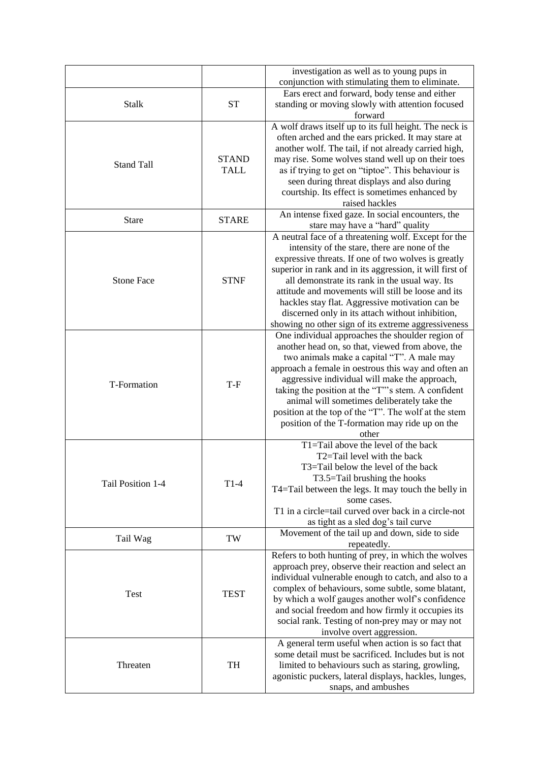|  |  |  |
|---|---|---|
|  |  | investigation as well as to young pups in conjunction with stimulating them to eliminate. |
| Stalk | ST | Ears erect and forward, body tense and either standing or moving slowly with attention focused forward |
| Stand Tall | STAND TALL | A wolf draws itself up to its full height. The neck is often arched and the ears pricked. It may stare at another wolf. The tail, if not already carried high, may rise. Some wolves stand well up on their toes as if trying to get on "tiptoe". This behaviour is seen during threat displays and also during courtship. Its effect is sometimes enhanced by raised hackles |
| Stare | STARE | An intense fixed gaze. In social encounters, the stare may have a "hard" quality |
| Stone Face | STNF | A neutral face of a threatening wolf. Except for the intensity of the stare, there are none of the expressive threats. If one of two wolves is greatly superior in rank and in its aggression, it will first of all demonstrate its rank in the usual way. Its attitude and movements will still be loose and its hackles stay flat. Aggressive motivation can be discerned only in its attach without inhibition, showing no other sign of its extreme aggressiveness |
| T-Formation | T-F | One individual approaches the shoulder region of another head on, so that, viewed from above, the two animals make a capital "T". A male may approach a female in oestrous this way and often an aggressive individual will make the approach, taking the position at the "T"'s stem. A confident animal will sometimes deliberately take the position at the top of the "T". The wolf at the stem position of the T-formation may ride up on the other |
| Tail Position 1-4 | T1-4 | T1=Tail above the level of the back<br>T2=Tail level with the back<br>T3=Tail below the level of the back<br>T3.5=Tail brushing the hooks<br>T4=Tail between the legs. It may touch the belly in some cases.<br>T1 in a circle=tail curved over back in a circle-not as tight as a sled dog's tail curve |
| Tail Wag | TW | Movement of the tail up and down, side to side repeatedly. |
| Test | TEST | Refers to both hunting of prey, in which the wolves approach prey, observe their reaction and select an individual vulnerable enough to catch, and also to a complex of behaviours, some subtle, some blatant, by which a wolf gauges another wolf's confidence and social freedom and how firmly it occupies its social rank. Testing of non-prey may or may not involve overt aggression. |
| Threaten | TH | A general term useful when action is so fact that some detail must be sacrificed. Includes but is not limited to behaviours such as staring, growling, agonistic puckers, lateral displays, hackles, lunges, snaps, and ambushes |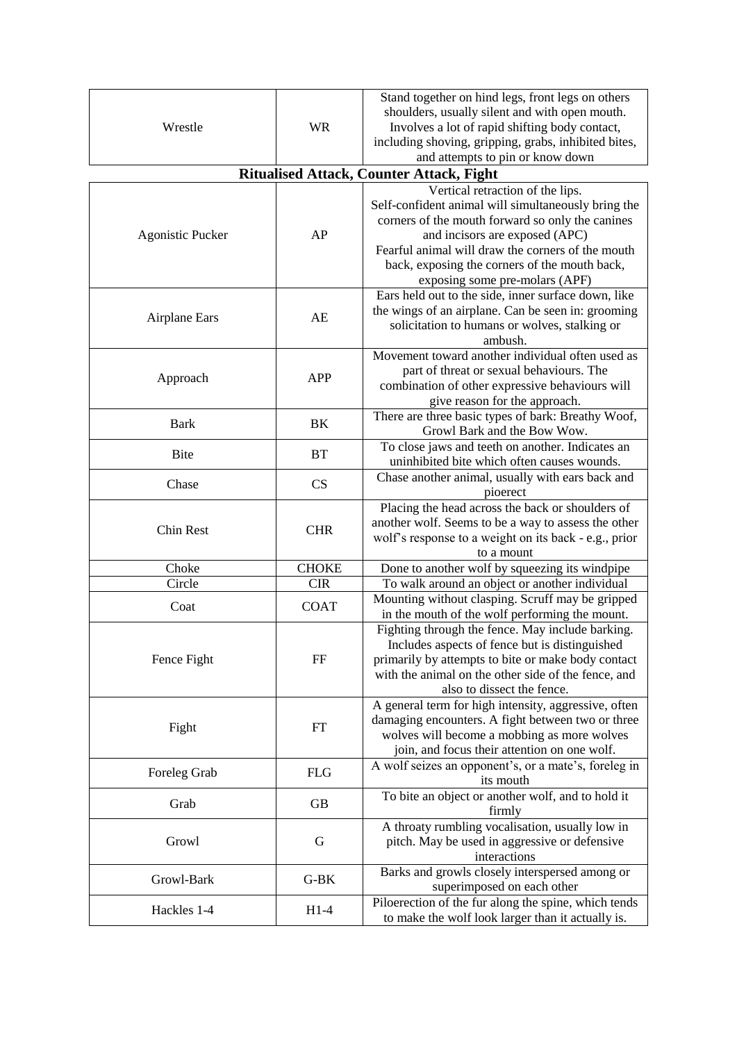| | | |
|---|---|---|
| Wrestle | WR | Stand together on hind legs, front legs on others shoulders, usually silent and with open mouth. Involves a lot of rapid shifting body contact, including shoving, gripping, grabs, inhibited bites, and attempts to pin or know down |

**Ritualised Attack, Counter Attack, Fight**

| | | |
|---|---|---|
| Agonistic Pucker | AP | Vertical retraction of the lips. Self-confident animal will simultaneously bring the corners of the mouth forward so only the canines and incisors are exposed (APC) Fearful animal will draw the corners of the mouth back, exposing the corners of the mouth back, exposing some pre-molars (APF) |
| Airplane Ears | AE | Ears held out to the side, inner surface down, like the wings of an airplane. Can be seen in: grooming solicitation to humans or wolves, stalking or ambush. |
| Approach | APP | Movement toward another individual often used as part of threat or sexual behaviours. The combination of other expressive behaviours will give reason for the approach. |
| Bark | BK | There are three basic types of bark: Breathy Woof, Growl Bark and the Bow Wow. |
| Bite | BT | To close jaws and teeth on another. Indicates an uninhibited bite which often causes wounds. |
| Chase | CS | Chase another animal, usually with ears back and pioerect |
| Chin Rest | CHR | Placing the head across the back or shoulders of another wolf. Seems to be a way to assess the other wolf's response to a weight on its back - e.g., prior to a mount |
| Choke | CHOKE | Done to another wolf by squeezing its windpipe |
| Circle | CIR | To walk around an object or another individual |
| Coat | COAT | Mounting without clasping. Scruff may be gripped in the mouth of the wolf performing the mount. |
| Fence Fight | FF | Fighting through the fence. May include barking. Includes aspects of fence but is distinguished primarily by attempts to bite or make body contact with the animal on the other side of the fence, and also to dissect the fence. |
| Fight | FT | A general term for high intensity, aggressive, often damaging encounters. A fight between two or three wolves will become a mobbing as more wolves join, and focus their attention on one wolf. |
| Foreleg Grab | FLG | A wolf seizes an opponent's, or a mate's, foreleg in its mouth |
| Grab | GB | To bite an object or another wolf, and to hold it firmly |
| Growl | G | A throaty rumbling vocalisation, usually low in pitch. May be used in aggressive or defensive interactions |
| Growl-Bark | G-BK | Barks and growls closely interspersed among or superimposed on each other |
| Hackles 1-4 | H1-4 | Piloerection of the fur along the spine, which tends to make the wolf look larger than it actually is. |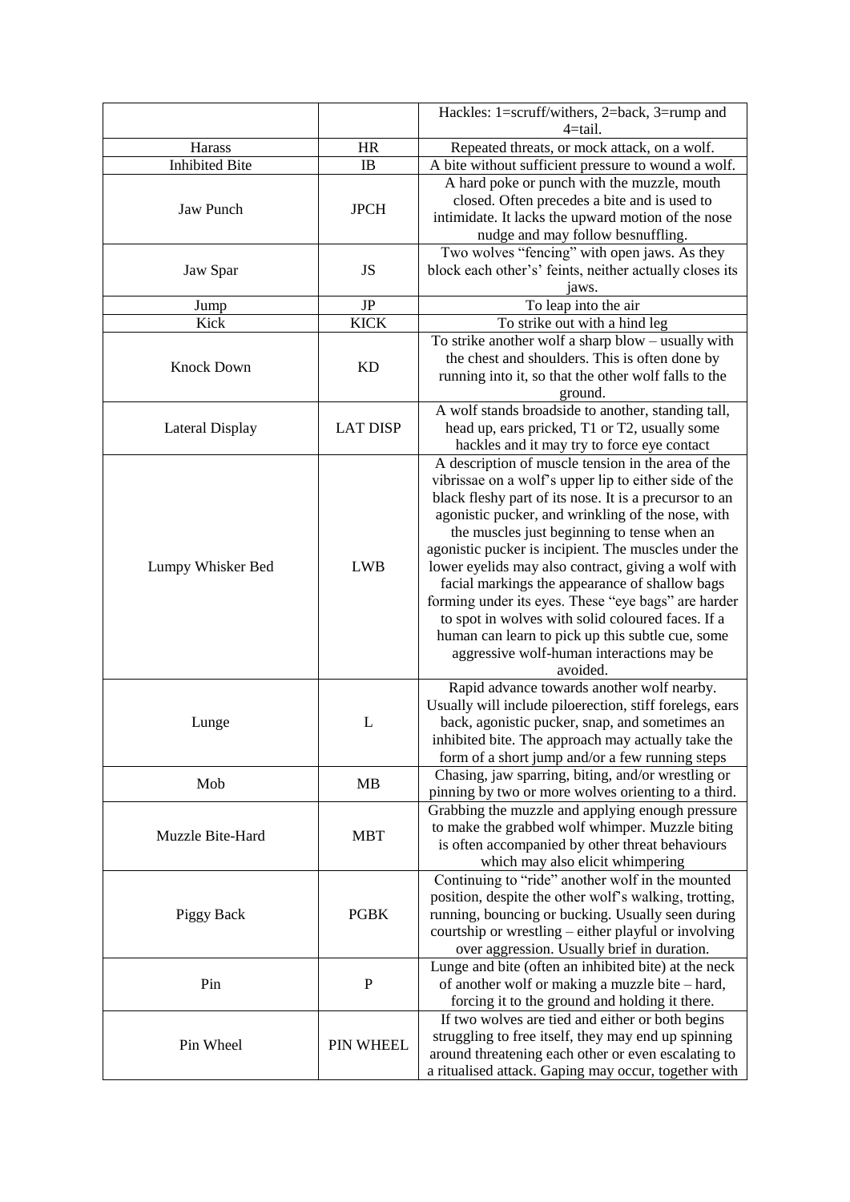| | | Hackles: 1=scruff/withers, 2=back, 3=rump and 4=tail. |
|---|---|---|
| Harass | HR | Repeated threats, or mock attack, on a wolf. |
| Inhibited Bite | IB | A bite without sufficient pressure to wound a wolf. |
| Jaw Punch | JPCH | A hard poke or punch with the muzzle, mouth closed. Often precedes a bite and is used to intimidate. It lacks the upward motion of the nose nudge and may follow besnuffling. |
| Jaw Spar | JS | Two wolves "fencing" with open jaws. As they block each other's' feints, neither actually closes its jaws. |
| Jump | JP | To leap into the air |
| Kick | KICK | To strike out with a hind leg |
| Knock Down | KD | To strike another wolf a sharp blow – usually with the chest and shoulders. This is often done by running into it, so that the other wolf falls to the ground. |
| Lateral Display | LAT DISP | A wolf stands broadside to another, standing tall, head up, ears pricked, T1 or T2, usually some hackles and it may try to force eye contact |
| Lumpy Whisker Bed | LWB | A description of muscle tension in the area of the vibrissae on a wolf's upper lip to either side of the black fleshy part of its nose. It is a precursor to an agonistic pucker, and wrinkling of the nose, with the muscles just beginning to tense when an agonistic pucker is incipient. The muscles under the lower eyelids may also contract, giving a wolf with facial markings the appearance of shallow bags forming under its eyes. These "eye bags" are harder to spot in wolves with solid coloured faces. If a human can learn to pick up this subtle cue, some aggressive wolf-human interactions may be avoided. |
| Lunge | L | Rapid advance towards another wolf nearby. Usually will include piloerection, stiff forelegs, ears back, agonistic pucker, snap, and sometimes an inhibited bite. The approach may actually take the form of a short jump and/or a few running steps |
| Mob | MB | Chasing, jaw sparring, biting, and/or wrestling or pinning by two or more wolves orienting to a third. |
| Muzzle Bite-Hard | MBT | Grabbing the muzzle and applying enough pressure to make the grabbed wolf whimper. Muzzle biting is often accompanied by other threat behaviours which may also elicit whimpering |
| Piggy Back | PGBK | Continuing to "ride" another wolf in the mounted position, despite the other wolf's walking, trotting, running, bouncing or bucking. Usually seen during courtship or wrestling – either playful or involving over aggression. Usually brief in duration. |
| Pin | P | Lunge and bite (often an inhibited bite) at the neck of another wolf or making a muzzle bite – hard, forcing it to the ground and holding it there. |
| Pin Wheel | PIN WHEEL | If two wolves are tied and either or both begins struggling to free itself, they may end up spinning around threatening each other or even escalating to a ritualised attack. Gaping may occur, together with |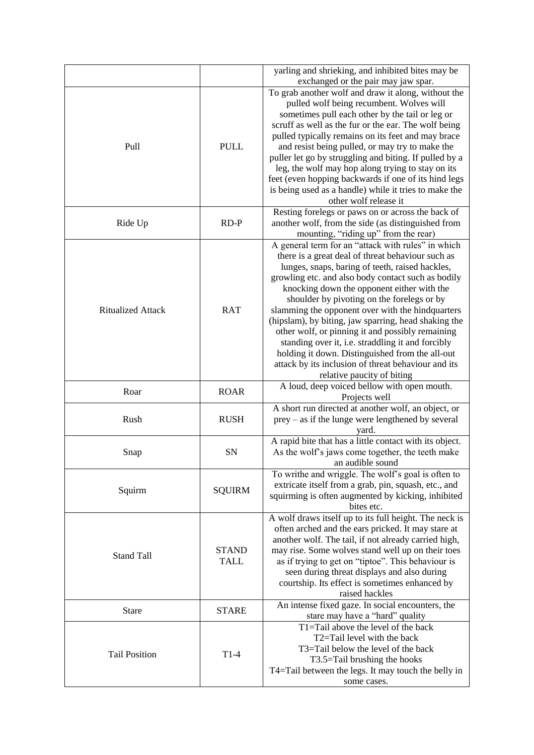| | | |
|---|---|---|
| | | yarling and shrieking, and inhibited bites may be exchanged or the pair may jaw spar. |
| Pull | PULL | To grab another wolf and draw it along, without the pulled wolf being recumbent. Wolves will sometimes pull each other by the tail or leg or scruff as well as the fur or the ear. The wolf being pulled typically remains on its feet and may brace and resist being pulled, or may try to make the puller let go by struggling and biting. If pulled by a leg, the wolf may hop along trying to stay on its feet (even hopping backwards if one of its hind legs is being used as a handle) while it tries to make the other wolf release it |
| Ride Up | RD-P | Resting forelegs or paws on or across the back of another wolf, from the side (as distinguished from mounting, "riding up" from the rear) |
| Ritualized Attack | RAT | A general term for an "attack with rules" in which there is a great deal of threat behaviour such as lunges, snaps, baring of teeth, raised hackles, growling etc. and also body contact such as bodily knocking down the opponent either with the shoulder by pivoting on the forelegs or by slamming the opponent over with the hindquarters (hipslam), by biting, jaw sparring, head shaking the other wolf, or pinning it and possibly remaining standing over it, i.e. straddling it and forcibly holding it down. Distinguished from the all-out attack by its inclusion of threat behaviour and its relative paucity of biting |
| Roar | ROAR | A loud, deep voiced bellow with open mouth. Projects well |
| Rush | RUSH | A short run directed at another wolf, an object, or prey – as if the lunge were lengthened by several yard. |
| Snap | SN | A rapid bite that has a little contact with its object. As the wolf's jaws come together, the teeth make an audible sound |
| Squirm | SQUIRM | To writhe and wriggle. The wolf's goal is often to extricate itself from a grab, pin, squash, etc., and squirming is often augmented by kicking, inhibited bites etc. |
| Stand Tall | STAND TALL | A wolf draws itself up to its full height. The neck is often arched and the ears pricked. It may stare at another wolf. The tail, if not already carried high, may rise. Some wolves stand well up on their toes as if trying to get on "tiptoe". This behaviour is seen during threat displays and also during courtship. Its effect is sometimes enhanced by raised hackles |
| Stare | STARE | An intense fixed gaze. In social encounters, the stare may have a "hard" quality |
| Tail Position | T1-4 | T1=Tail above the level of the back<br>T2=Tail level with the back<br>T3=Tail below the level of the back<br>T3.5=Tail brushing the hooks<br>T4=Tail between the legs. It may touch the belly in some cases. |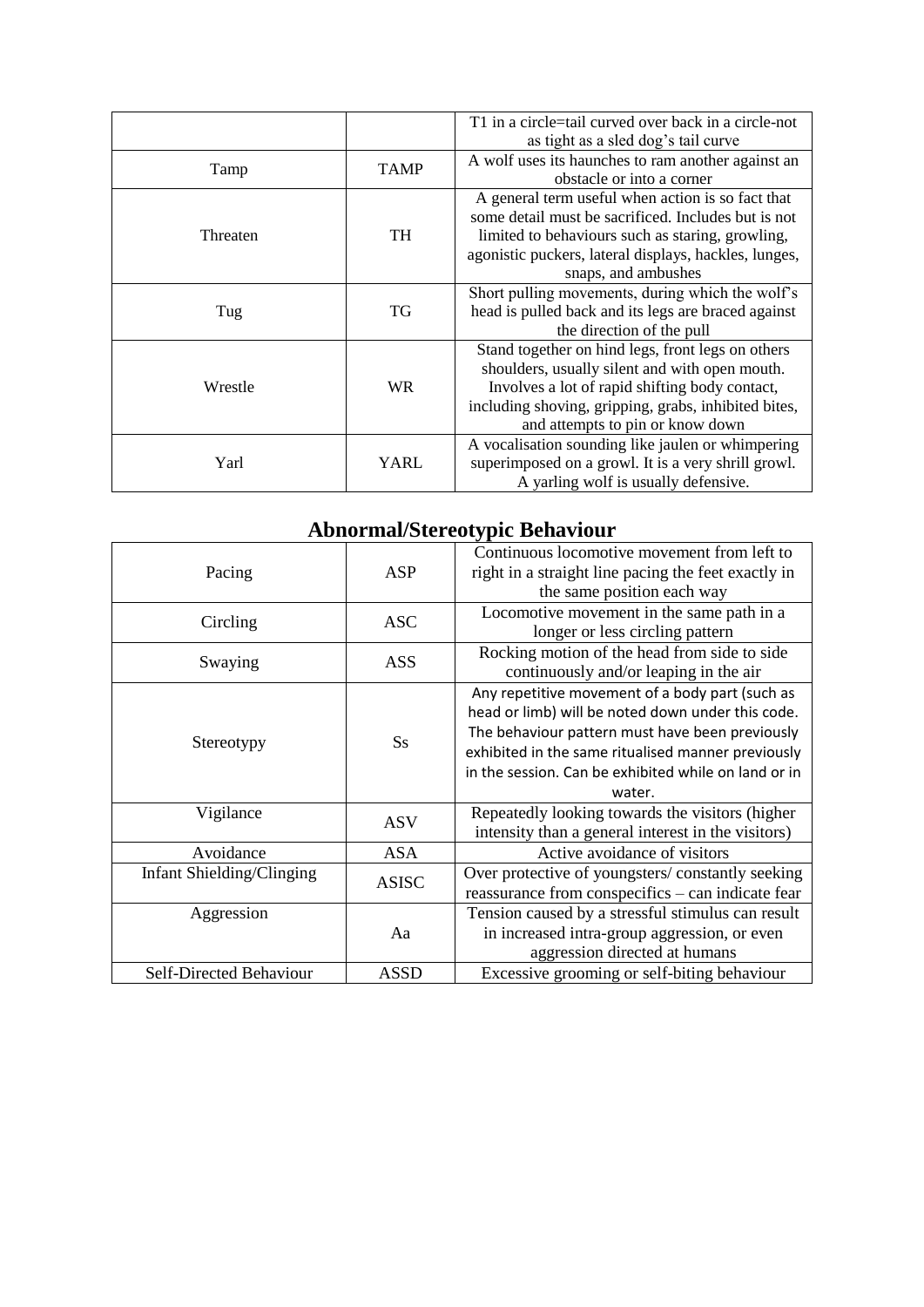| | | |
|---|---|---|
| | | T1 in a circle=tail curved over back in a circle-not as tight as a sled dog's tail curve |
| Tamp | TAMP | A wolf uses its haunches to ram another against an obstacle or into a corner |
| Threaten | TH | A general term useful when action is so fact that some detail must be sacrificed. Includes but is not limited to behaviours such as staring, growling, agonistic puckers, lateral displays, hackles, lunges, snaps, and ambushes |
| Tug | TG | Short pulling movements, during which the wolf's head is pulled back and its legs are braced against the direction of the pull |
| Wrestle | WR | Stand together on hind legs, front legs on others shoulders, usually silent and with open mouth. Involves a lot of rapid shifting body contact, including shoving, gripping, grabs, inhibited bites, and attempts to pin or know down |
| Yarl | YARL | A vocalisation sounding like jaulen or whimpering superimposed on a growl. It is a very shrill growl. A yarling wolf is usually defensive. |

## Abnormal/Stereotypic Behaviour

| | | |
|---|---|---|
| Pacing | ASP | Continuous locomotive movement from left to right in a straight line pacing the feet exactly in the same position each way |
| Circling | ASC | Locomotive movement in the same path in a longer or less circling pattern |
| Swaying | ASS | Rocking motion of the head from side to side continuously and/or leaping in the air |
| Stereotypy | Ss | Any repetitive movement of a body part (such as head or limb) will be noted down under this code. The behaviour pattern must have been previously exhibited in the same ritualised manner previously in the session. Can be exhibited while on land or in water. |
| Vigilance | ASV | Repeatedly looking towards the visitors (higher intensity than a general interest in the visitors) |
| Avoidance | ASA | Active avoidance of visitors |
| Infant Shielding/Clinging | ASISC | Over protective of youngsters/ constantly seeking reassurance from conspecifics – can indicate fear |
| Aggression | Aa | Tension caused by a stressful stimulus can result in increased intra-group aggression, or even aggression directed at humans |
| Self-Directed Behaviour | ASSD | Excessive grooming or self-biting behaviour |